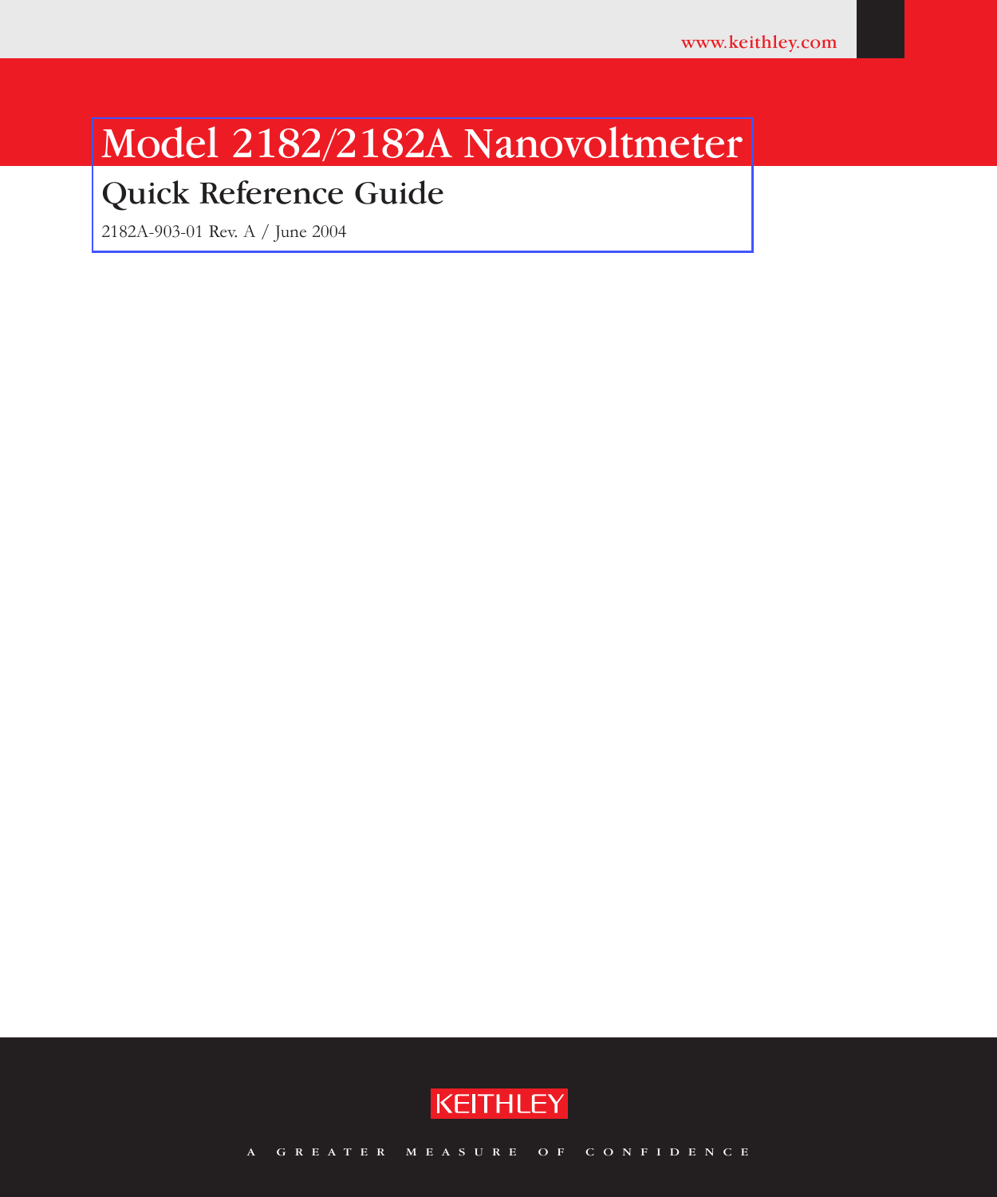www.keithley.com

# Model 2182/2182A Nanovoltmeter

## Quick Reference Guide

2182A-903-01 Rev. A / June 2004

KEITHLEY

A GREATER MEASURE OF CONFIDENCE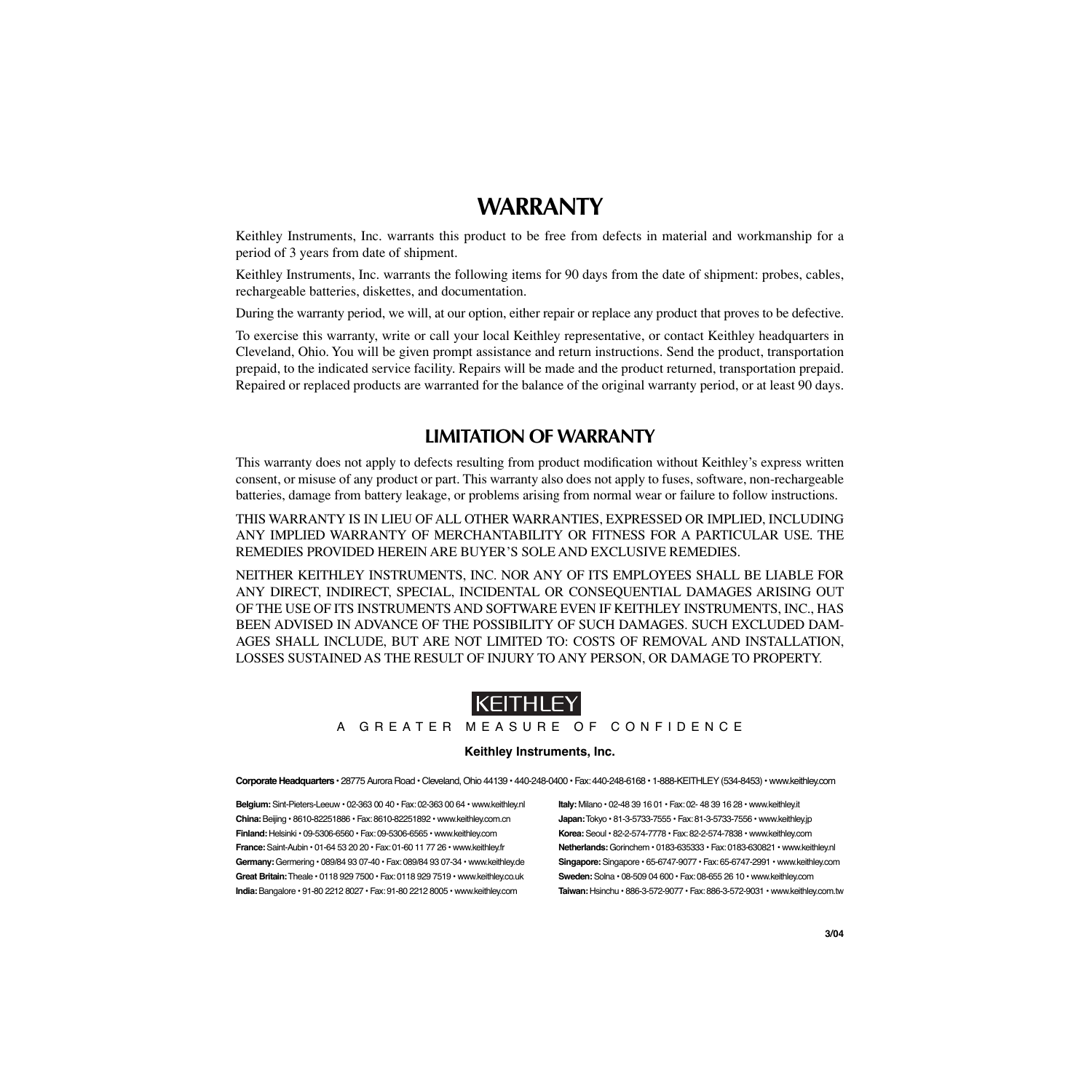# WARRANTY

Keithley Instruments, Inc. warrants this product to be free from defects in material and workmanship for a period of 3 years from date of shipment.

Keithley Instruments, Inc. warrants the following items for 90 days from the date of shipment: probes, cables, rechargeable batteries, diskettes, and documentation.

During the warranty period, we will, at our option, either repair or replace any product that proves to be defective.

To exercise this warranty, write or call your local Keithley representative, or contact Keithley headquarters in Cleveland, Ohio. You will be given prompt assistance and return instructions. Send the product, transportation prepaid, to the indicated service facility. Repairs will be made and the product returned, transportation prepaid. Repaired or replaced products are warranted for the balance of the original warranty period, or at least 90 days.

# LIMITATION OF WARRANTY

This warranty does not apply to defects resulting from product modification without Keithley's express written consent, or misuse of any product or part. This warranty also does not apply to fuses, software, non-rechargeable batteries, damage from battery leakage, or problems arising from normal wear or failure to follow instructions.

THIS WARRANTY IS IN LIEU OF ALL OTHER WARRANTIES, EXPRESSED OR IMPLIED, INCLUDING ANY IMPLIED WARRANTY OF MERCHANTABILITY OR FITNESS FOR A PARTICULAR USE. THE REMEDIES PROVIDED HEREIN ARE BUYER'S SOLE AND EXCLUSIVE REMEDIES.

NEITHER KEITHLEY INSTRUMENTS, INC. NOR ANY OF ITS EMPLOYEES SHALL BE LIABLE FOR ANY DIRECT, INDIRECT, SPECIAL, INCIDENTAL OR CONSEQUENTIAL DAMAGES ARISING OUT OF THE USE OF ITS INSTRUMENTS AND SOFTWARE EVEN IF KEITHLEY INSTRUMENTS, INC., HAS BEEN ADVISED IN ADVANCE OF THE POSSIBILITY OF SUCH DAMAGES. SUCH EXCLUDED DAMAGES SHALL INCLUDE, BUT ARE NOT LIMITED TO: COSTS OF REMOVAL AND INSTALLATION, LOSSES SUSTAINED AS THE RESULT OF INJURY TO ANY PERSON, OR DAMAGE TO PROPERTY.

KEITHLEY

A GREATER MEASURE OF CONFIDENCE

**Keithley Instruments, Inc.**

**Corporate Headquarters** • 28775 Aurora Road • Cleveland, Ohio 44139 • 440-248-0400 • Fax: 440-248-6168 • 1-888-KEITHLEY (534-8453) • www.keithley.com

**Belgium:** Sint-Pieters-Leeuw • 02-363 00 40 • Fax: 02-363 00 64 • www.keithley.nl
**China:** Beijing • 8610-82251886 • Fax: 8610-82251892 • www.keithley.com.cn
**Finland:** Helsinki • 09-5306-6560 • Fax: 09-5306-6565 • www.keithley.com
**France:** Saint-Aubin • 01-64 53 20 20 • Fax: 01-60 11 77 26 • www.keithley.fr
**Germany:** Germering • 089/84 93 07-40 • Fax: 089/84 93 07-34 • www.keithley.de
**Great Britain:** Theale • 0118 929 7500 • Fax: 0118 929 7519 • www.keithley.co.uk
**India:** Bangalore • 91-80 2212 8027 • Fax: 91-80 2212 8005 • www.keithley.com
**Italy:** Milano • 02-48 39 16 01 • Fax: 02- 48 39 16 28 • www.keithley.it
**Japan:** Tokyo • 81-3-5733-7555 • Fax: 81-3-5733-7556 • www.keithley.jp
**Korea:** Seoul • 82-2-574-7778 • Fax: 82-2-574-7838 • www.keithley.com
**Netherlands:** Gorinchem • 0183-635333 • Fax: 0183-630821 • www.keithley.nl
**Singapore:** Singapore • 65-6747-9077 • Fax: 65-6747-2991 • www.keithley.com
**Sweden:** Solna • 08-509 04 600 • Fax: 08-655 26 10 • www.keithley.com
**Taiwan:** Hsinchu • 886-3-572-9077 • Fax: 886-3-572-9031 • www.keithley.com.tw

3/04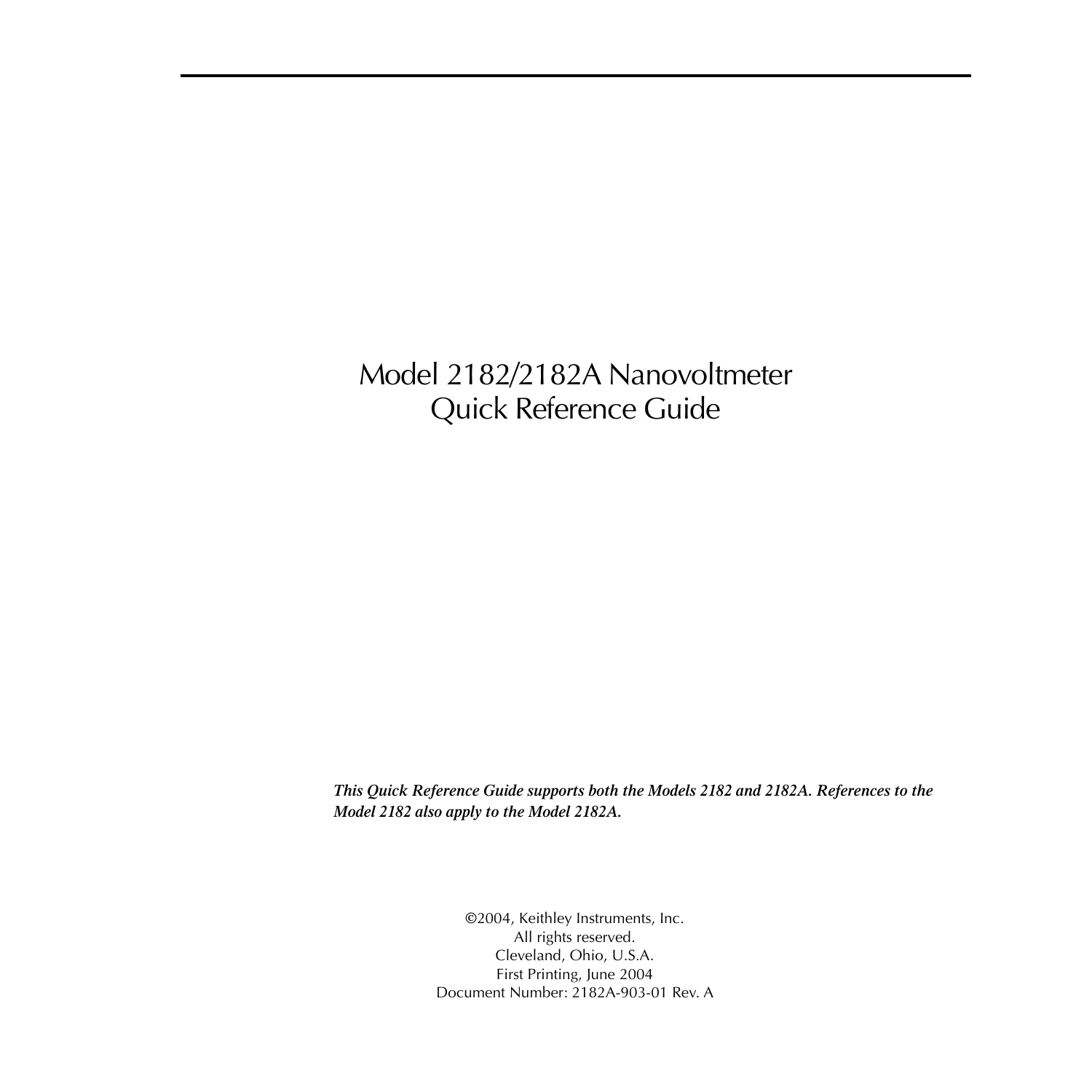# Model 2182/2182A Nanovoltmeter Quick Reference Guide

***This Quick Reference Guide supports both the Models 2182 and 2182A. References to the Model 2182 also apply to the Model 2182A.***

©2004, Keithley Instruments, Inc.
All rights reserved.
Cleveland, Ohio, U.S.A.
First Printing, June 2004
Document Number: 2182A-903-01 Rev. A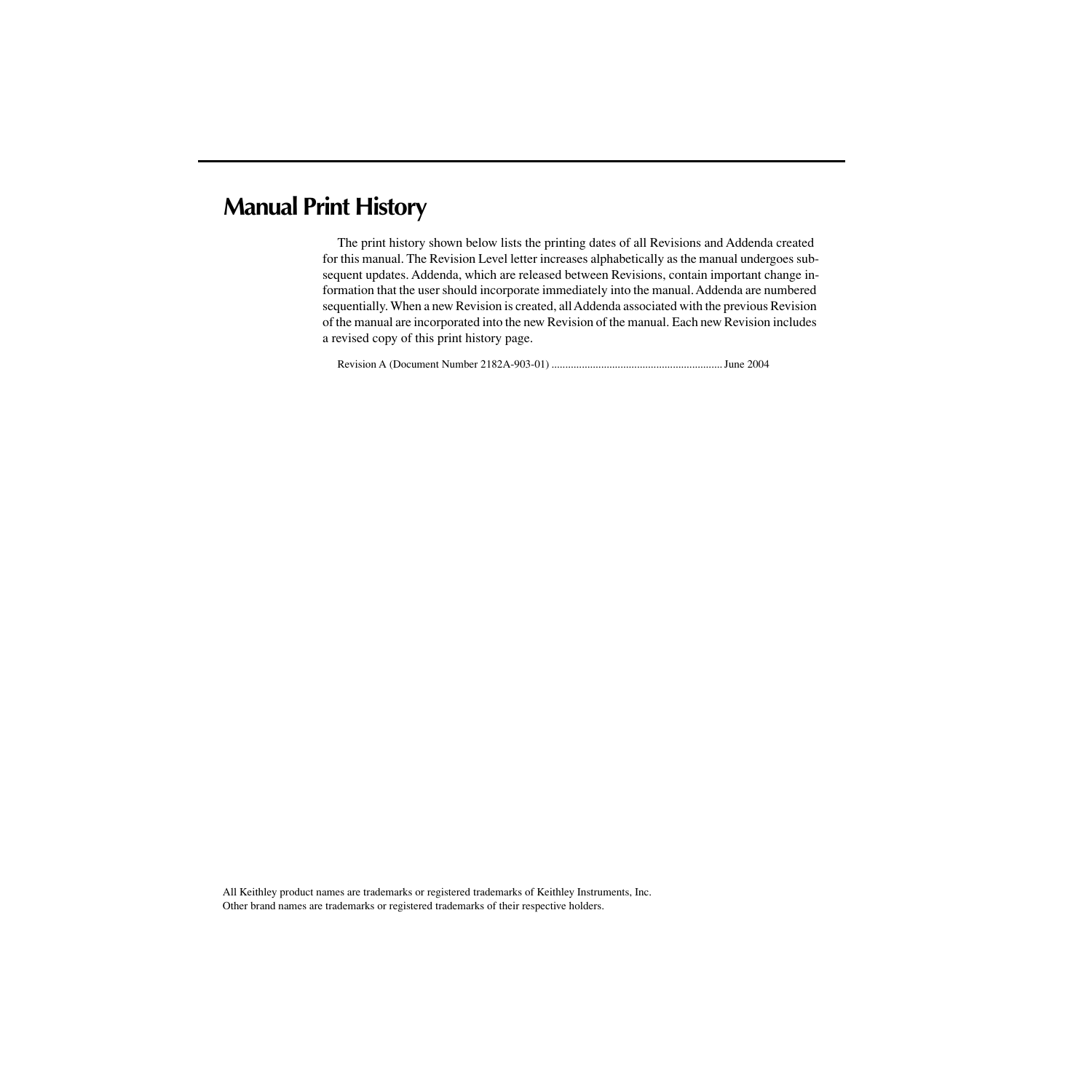# Manual Print History

The print history shown below lists the printing dates of all Revisions and Addenda created for this manual. The Revision Level letter increases alphabetically as the manual undergoes subsequent updates. Addenda, which are released between Revisions, contain important change information that the user should incorporate immediately into the manual. Addenda are numbered sequentially. When a new Revision is created, all Addenda associated with the previous Revision of the manual are incorporated into the new Revision of the manual. Each new Revision includes a revised copy of this print history page.

Revision A (Document Number 2182A-903-01) ............................................................ June 2004

All Keithley product names are trademarks or registered trademarks of Keithley Instruments, Inc.
Other brand names are trademarks or registered trademarks of their respective holders.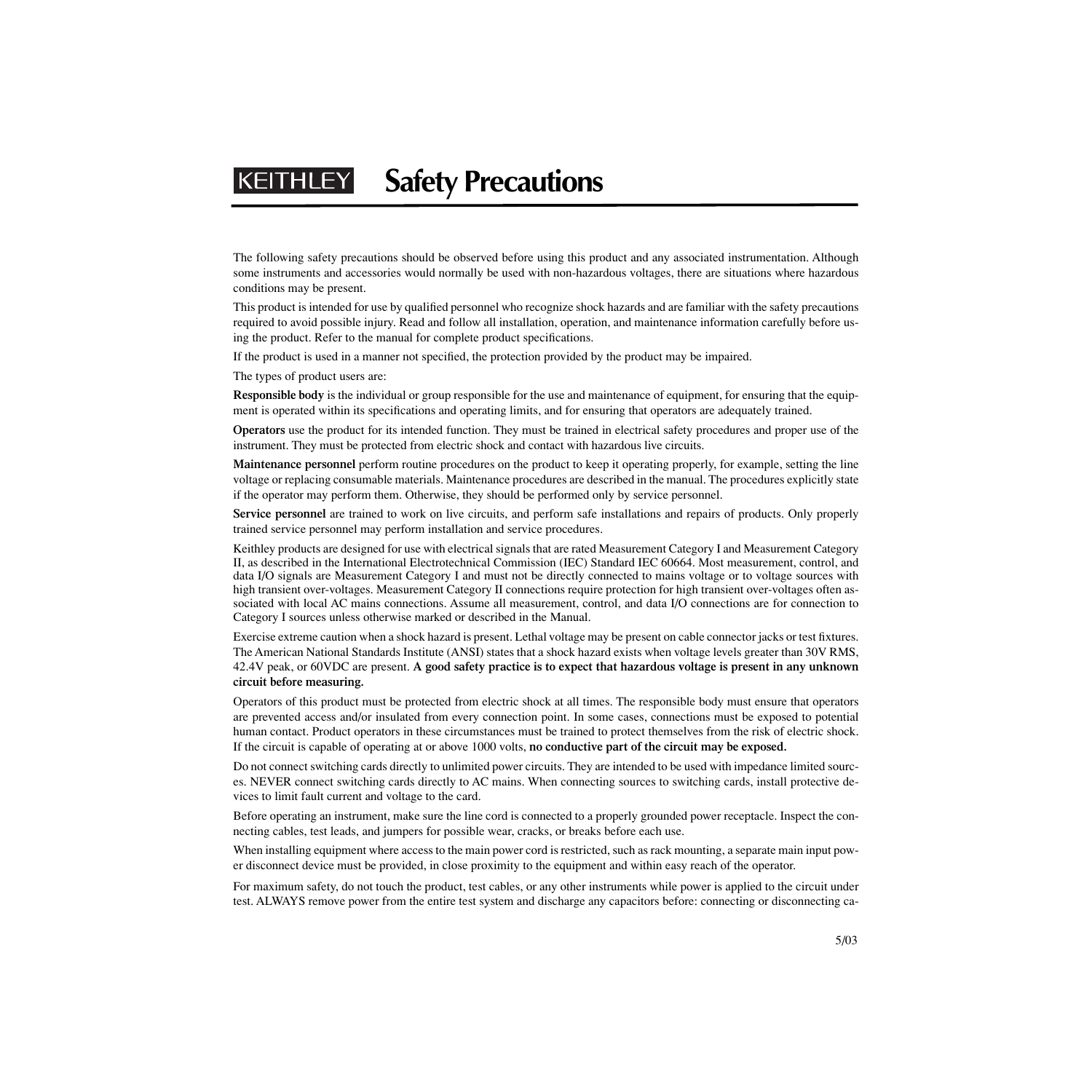# KEITHLEY Safety Precautions

The following safety precautions should be observed before using this product and any associated instrumentation. Although some instruments and accessories would normally be used with non-hazardous voltages, there are situations where hazardous conditions may be present.

This product is intended for use by qualified personnel who recognize shock hazards and are familiar with the safety precautions required to avoid possible injury. Read and follow all installation, operation, and maintenance information carefully before using the product. Refer to the manual for complete product specifications.

If the product is used in a manner not specified, the protection provided by the product may be impaired.

The types of product users are:

**Responsible body** is the individual or group responsible for the use and maintenance of equipment, for ensuring that the equipment is operated within its specifications and operating limits, and for ensuring that operators are adequately trained.

**Operators** use the product for its intended function. They must be trained in electrical safety procedures and proper use of the instrument. They must be protected from electric shock and contact with hazardous live circuits.

**Maintenance personnel** perform routine procedures on the product to keep it operating properly, for example, setting the line voltage or replacing consumable materials. Maintenance procedures are described in the manual. The procedures explicitly state if the operator may perform them. Otherwise, they should be performed only by service personnel.

**Service personnel** are trained to work on live circuits, and perform safe installations and repairs of products. Only properly trained service personnel may perform installation and service procedures.

Keithley products are designed for use with electrical signals that are rated Measurement Category I and Measurement Category II, as described in the International Electrotechnical Commission (IEC) Standard IEC 60664. Most measurement, control, and data I/O signals are Measurement Category I and must not be directly connected to mains voltage or to voltage sources with high transient over-voltages. Measurement Category II connections require protection for high transient over-voltages often associated with local AC mains connections. Assume all measurement, control, and data I/O connections are for connection to Category I sources unless otherwise marked or described in the Manual.

Exercise extreme caution when a shock hazard is present. Lethal voltage may be present on cable connector jacks or test fixtures. The American National Standards Institute (ANSI) states that a shock hazard exists when voltage levels greater than 30V RMS, 42.4V peak, or 60VDC are present. **A good safety practice is to expect that hazardous voltage is present in any unknown circuit before measuring.**

Operators of this product must be protected from electric shock at all times. The responsible body must ensure that operators are prevented access and/or insulated from every connection point. In some cases, connections must be exposed to potential human contact. Product operators in these circumstances must be trained to protect themselves from the risk of electric shock. If the circuit is capable of operating at or above 1000 volts, **no conductive part of the circuit may be exposed.**

Do not connect switching cards directly to unlimited power circuits. They are intended to be used with impedance limited sources. NEVER connect switching cards directly to AC mains. When connecting sources to switching cards, install protective devices to limit fault current and voltage to the card.

Before operating an instrument, make sure the line cord is connected to a properly grounded power receptacle. Inspect the connecting cables, test leads, and jumpers for possible wear, cracks, or breaks before each use.

When installing equipment where access to the main power cord is restricted, such as rack mounting, a separate main input power disconnect device must be provided, in close proximity to the equipment and within easy reach of the operator.

For maximum safety, do not touch the product, test cables, or any other instruments while power is applied to the circuit under test. ALWAYS remove power from the entire test system and discharge any capacitors before: connecting or disconnecting ca-

5/03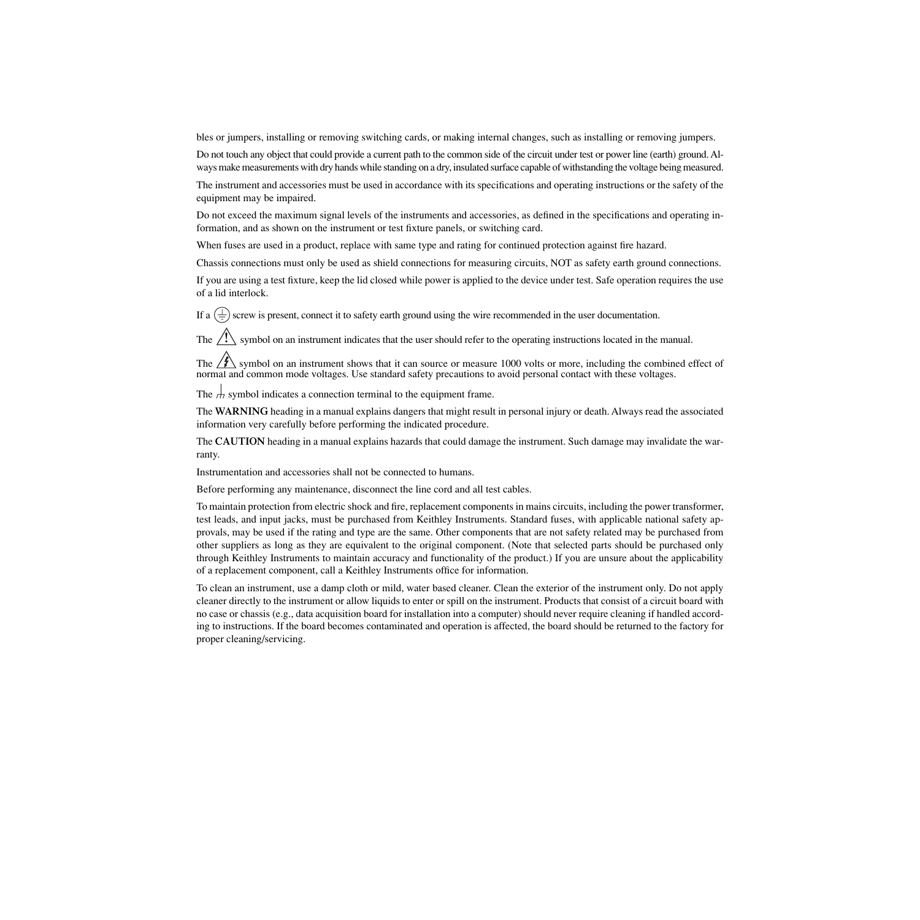bles or jumpers, installing or removing switching cards, or making internal changes, such as installing or removing jumpers.

Do not touch any object that could provide a current path to the common side of the circuit under test or power line (earth) ground. Always make measurements with dry hands while standing on a dry, insulated surface capable of withstanding the voltage being measured.

The instrument and accessories must be used in accordance with its specifications and operating instructions or the safety of the equipment may be impaired.

Do not exceed the maximum signal levels of the instruments and accessories, as defined in the specifications and operating information, and as shown on the instrument or test fixture panels, or switching card.

When fuses are used in a product, replace with same type and rating for continued protection against fire hazard.

Chassis connections must only be used as shield connections for measuring circuits, NOT as safety earth ground connections.

If you are using a test fixture, keep the lid closed while power is applied to the device under test. Safe operation requires the use of a lid interlock.

If a ⏚ screw is present, connect it to safety earth ground using the wire recommended in the user documentation.

The ⚠ symbol on an instrument indicates that the user should refer to the operating instructions located in the manual.

The ⚡ symbol on an instrument shows that it can source or measure 1000 volts or more, including the combined effect of normal and common mode voltages. Use standard safety precautions to avoid personal contact with these voltages.

The ⏊ symbol indicates a connection terminal to the equipment frame.

The **WARNING** heading in a manual explains dangers that might result in personal injury or death. Always read the associated information very carefully before performing the indicated procedure.

The **CAUTION** heading in a manual explains hazards that could damage the instrument. Such damage may invalidate the warranty.

Instrumentation and accessories shall not be connected to humans.

Before performing any maintenance, disconnect the line cord and all test cables.

To maintain protection from electric shock and fire, replacement components in mains circuits, including the power transformer, test leads, and input jacks, must be purchased from Keithley Instruments. Standard fuses, with applicable national safety approvals, may be used if the rating and type are the same. Other components that are not safety related may be purchased from other suppliers as long as they are equivalent to the original component. (Note that selected parts should be purchased only through Keithley Instruments to maintain accuracy and functionality of the product.) If you are unsure about the applicability of a replacement component, call a Keithley Instruments office for information.

To clean an instrument, use a damp cloth or mild, water based cleaner. Clean the exterior of the instrument only. Do not apply cleaner directly to the instrument or allow liquids to enter or spill on the instrument. Products that consist of a circuit board with no case or chassis (e.g., data acquisition board for installation into a computer) should never require cleaning if handled according to instructions. If the board becomes contaminated and operation is affected, the board should be returned to the factory for proper cleaning/servicing.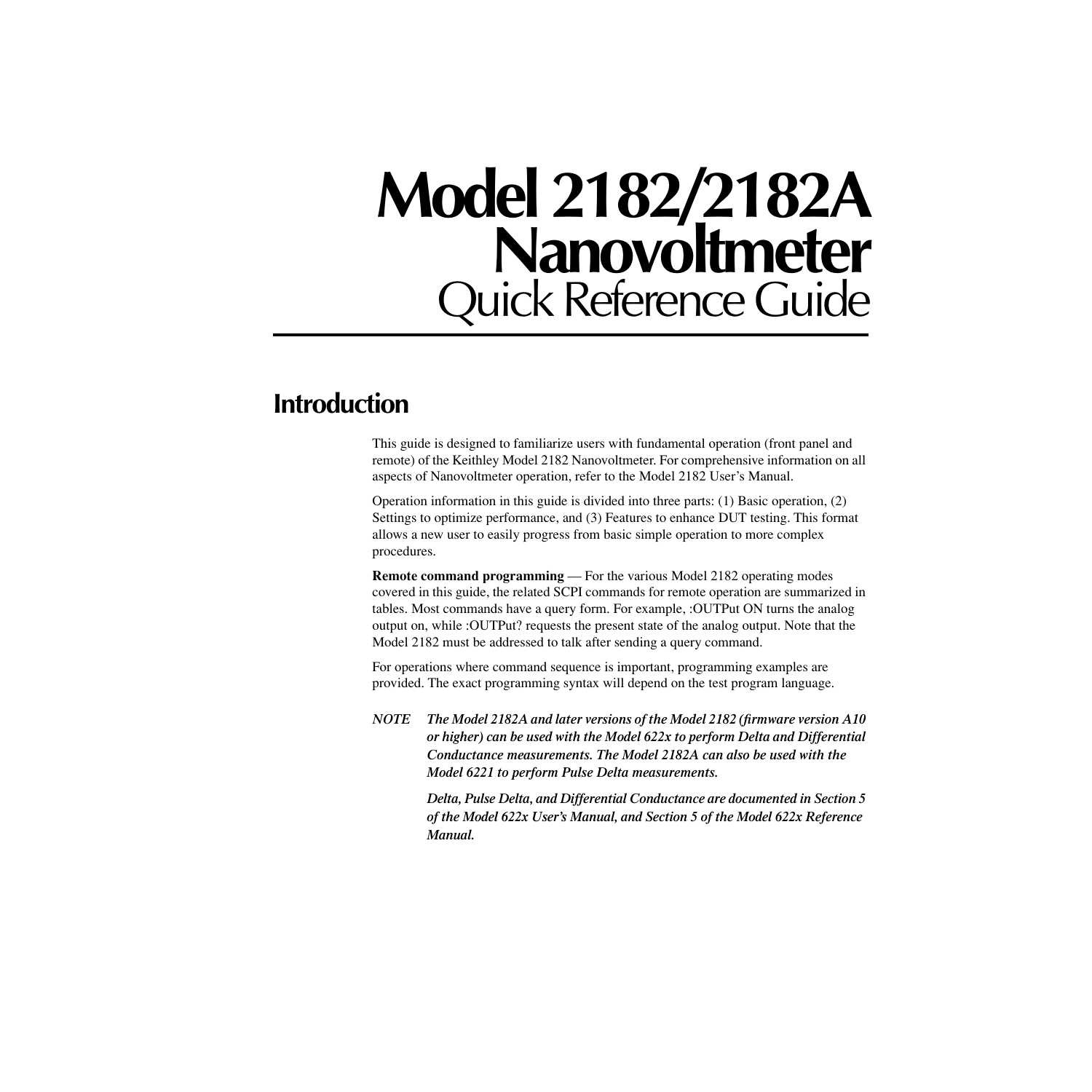# Model 2182/2182A Nanovoltmeter

Quick Reference Guide

## Introduction

This guide is designed to familiarize users with fundamental operation (front panel and remote) of the Keithley Model 2182 Nanovoltmeter. For comprehensive information on all aspects of Nanovoltmeter operation, refer to the Model 2182 User's Manual.

Operation information in this guide is divided into three parts: (1) Basic operation, (2) Settings to optimize performance, and (3) Features to enhance DUT testing. This format allows a new user to easily progress from basic simple operation to more complex procedures.

**Remote command programming** — For the various Model 2182 operating modes covered in this guide, the related SCPI commands for remote operation are summarized in tables. Most commands have a query form. For example, :OUTPut ON turns the analog output on, while :OUTPut? requests the present state of the analog output. Note that the Model 2182 must be addressed to talk after sending a query command.

For operations where command sequence is important, programming examples are provided. The exact programming syntax will depend on the test program language.

*NOTE* ***The Model 2182A and later versions of the Model 2182 (firmware version A10 or higher) can be used with the Model 622x to perform Delta and Differential Conductance measurements. The Model 2182A can also be used with the Model 6221 to perform Pulse Delta measurements.***

***Delta, Pulse Delta, and Differential Conductance are documented in Section 5 of the Model 622x User's Manual, and Section 5 of the Model 622x Reference Manual.***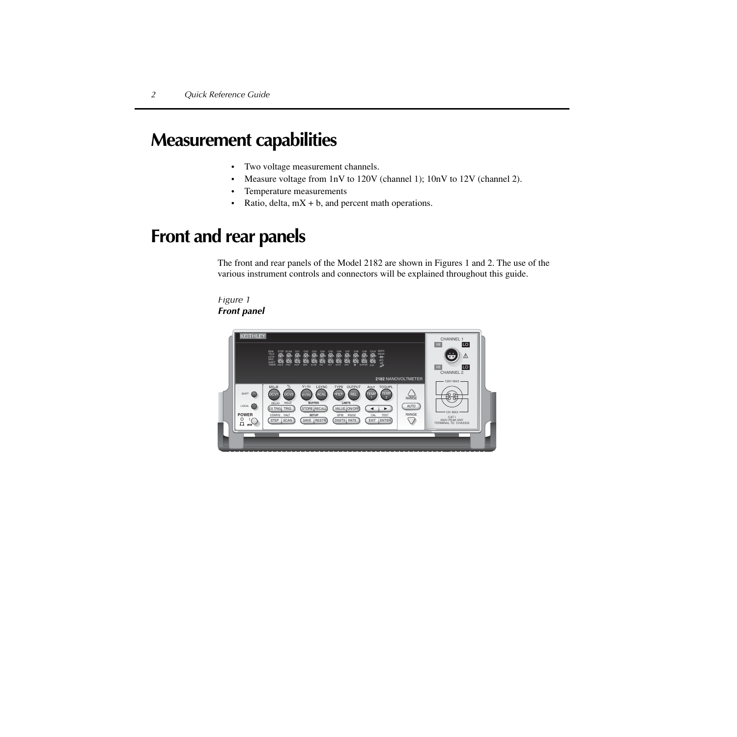# Measurement capabilities

- Two voltage measurement channels.
- Measure voltage from 1nV to 120V (channel 1); 10nV to 12V (channel 2).
- Temperature measurements
- Ratio, delta, mX + b, and percent math operations.

# Front and rear panels

The front and rear panels of the Model 2182 are shown in Figures 1 and 2. The use of the various instrument controls and connectors will be explained throughout this guide.

*Figure 1*
***Front panel***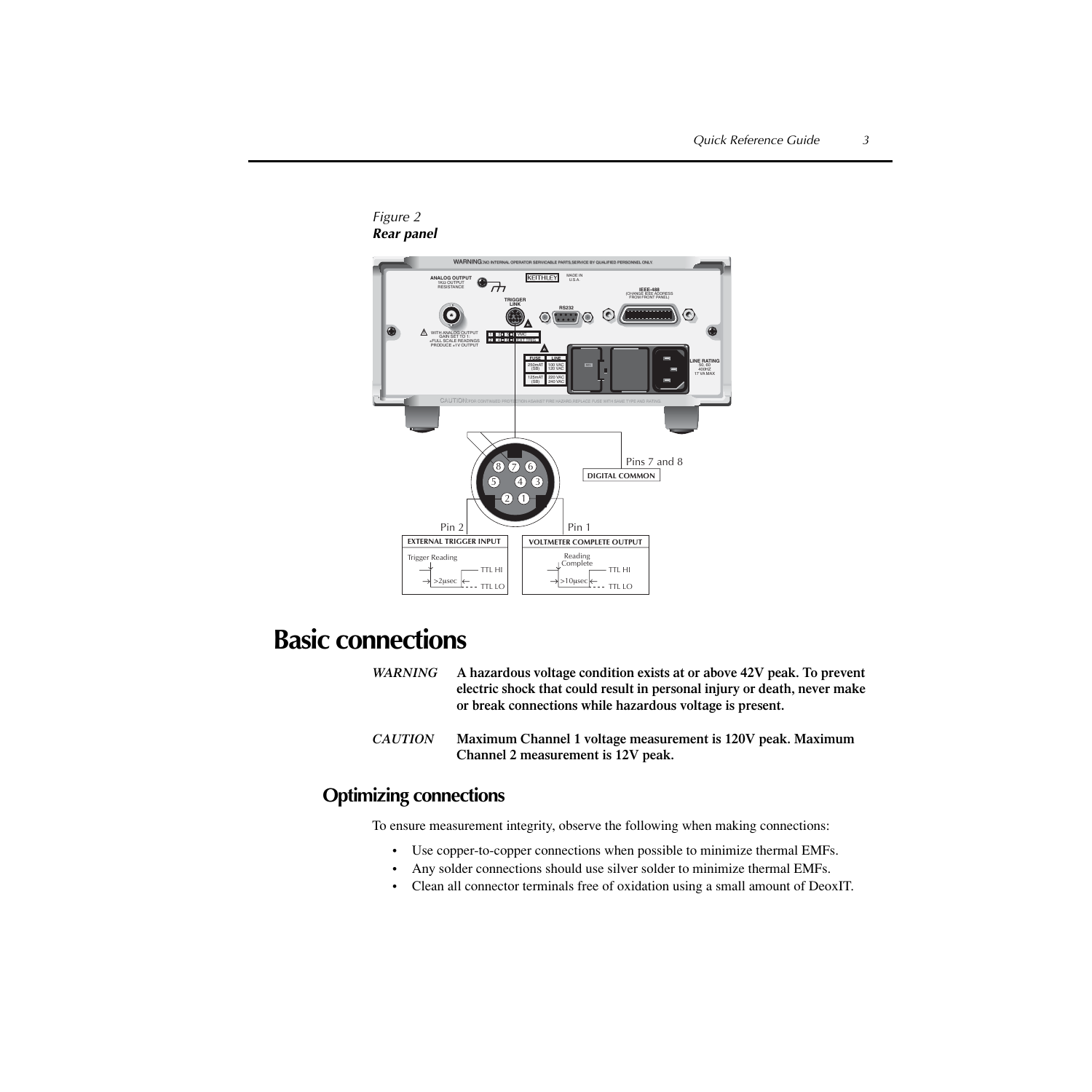*Figure 2*
***Rear panel***

# Basic connections

*WARNING* **A hazardous voltage condition exists at or above 42V peak. To prevent electric shock that could result in personal injury or death, never make or break connections while hazardous voltage is present.**

*CAUTION* **Maximum Channel 1 voltage measurement is 120V peak. Maximum Channel 2 measurement is 12V peak.**

## Optimizing connections

To ensure measurement integrity, observe the following when making connections:

- Use copper-to-copper connections when possible to minimize thermal EMFs.
- Any solder connections should use silver solder to minimize thermal EMFs.
- Clean all connector terminals free of oxidation using a small amount of DeoxIT.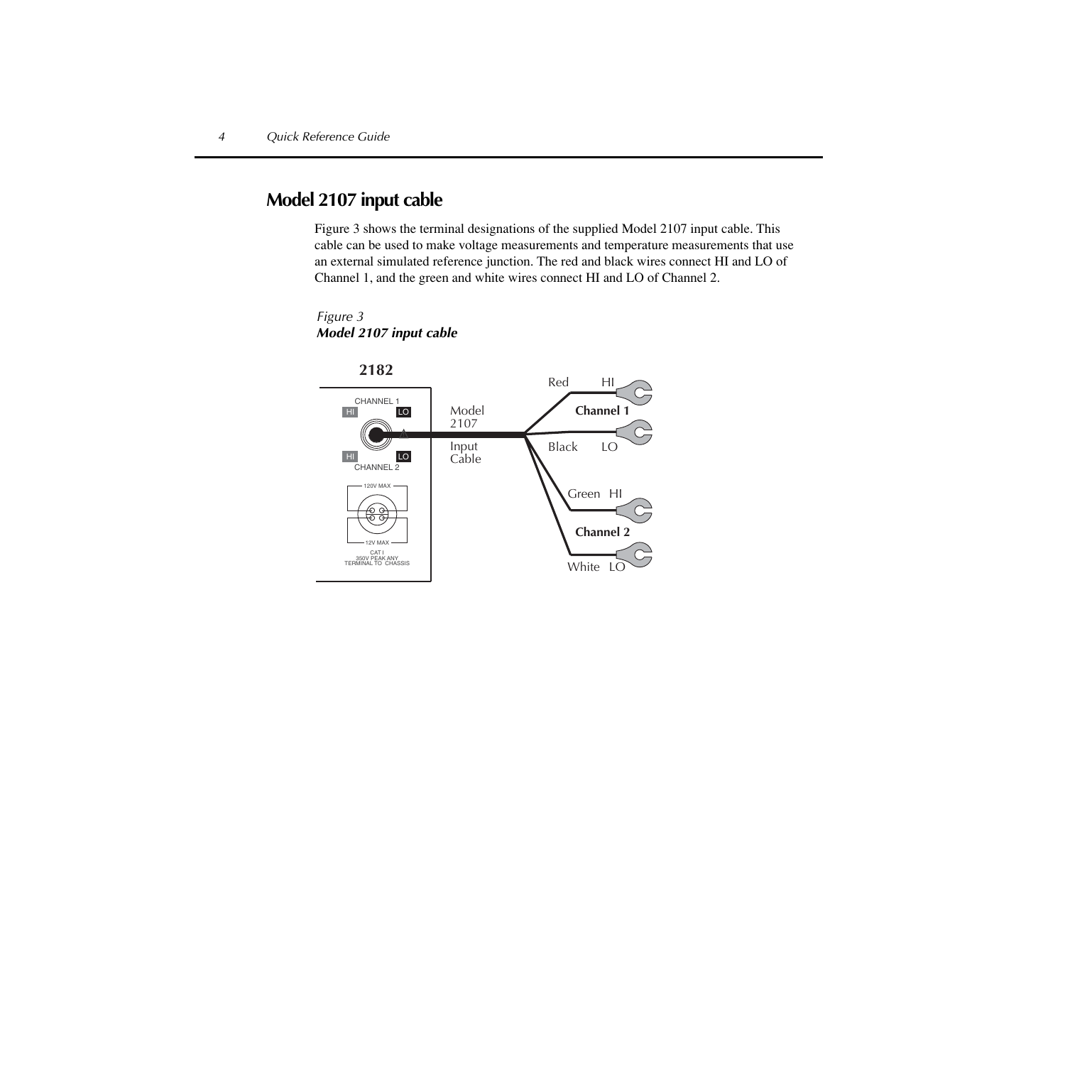# Model 2107 input cable

Figure 3 shows the terminal designations of the supplied Model 2107 input cable. This cable can be used to make voltage measurements and temperature measurements that use an external simulated reference junction. The red and black wires connect HI and LO of Channel 1, and the green and white wires connect HI and LO of Channel 2.

*Figure 3*
***Model 2107 input cable***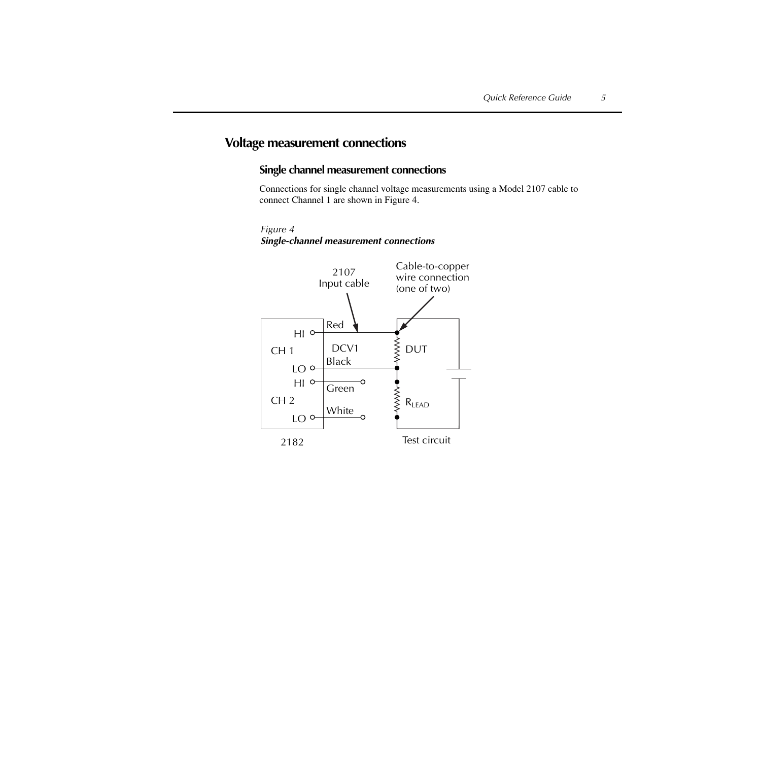## Voltage measurement connections

### Single channel measurement connections

Connections for single channel voltage measurements using a Model 2107 cable to connect Channel 1 are shown in Figure 4.

*Figure 4*
***Single-channel measurement connections***

2107 Input cable

Cable-to-copper wire connection (one of two)

HI, CH 1, LO, HI, CH 2, LO

Red, DCV1, Black, Green, White

DUT

$R_{LEAD}$

2182

Test circuit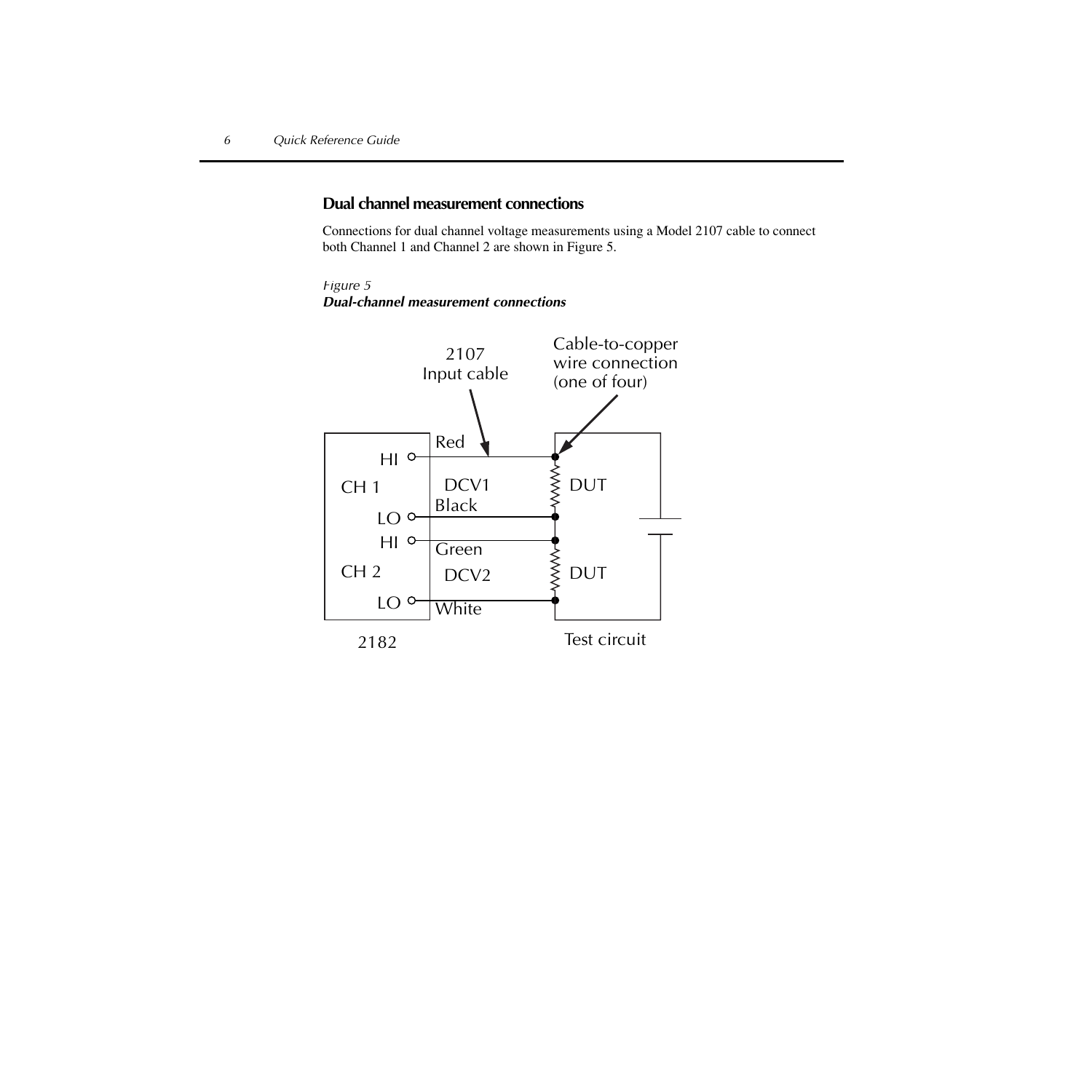## Dual channel measurement connections

Connections for dual channel voltage measurements using a Model 2107 cable to connect both Channel 1 and Channel 2 are shown in Figure 5.

*Figure 5*
***Dual-channel measurement connections***

2107 Input cable

Cable-to-copper wire connection (one of four)

Red
HI
CH 1
DCV1
Black
LO
HI
Green
CH 2
DCV2
LO
White

DUT
DUT

2182

Test circuit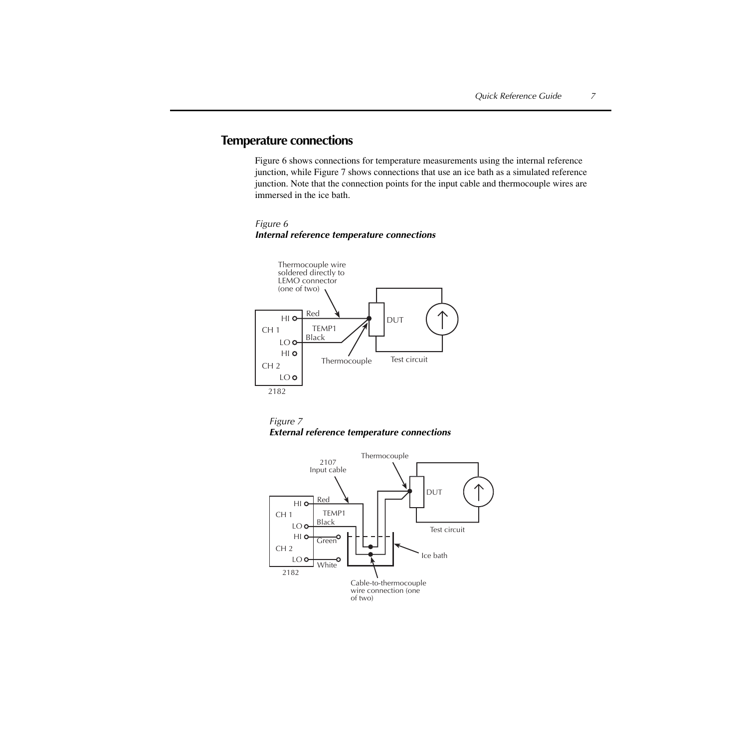## Temperature connections

Figure 6 shows connections for temperature measurements using the internal reference junction, while Figure 7 shows connections that use an ice bath as a simulated reference junction. Note that the connection points for the input cable and thermocouple wires are immersed in the ice bath.

*Figure 6*
***Internal reference temperature connections***

*Figure 7*
***External reference temperature connections***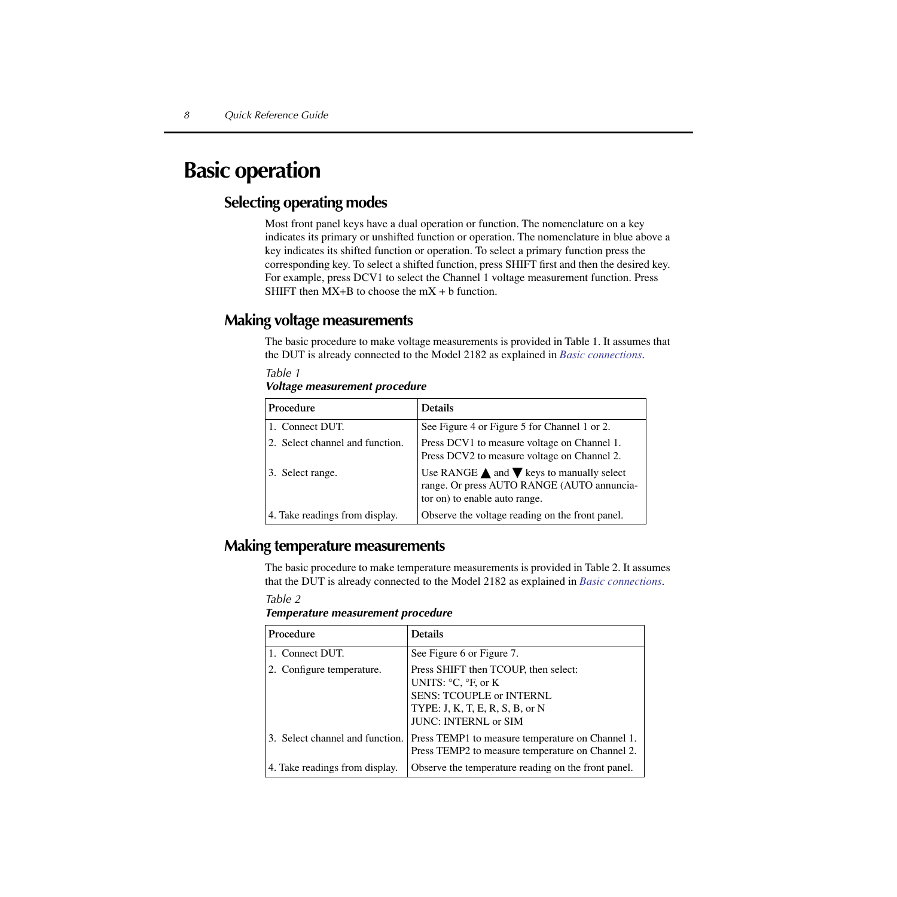# Basic operation

## Selecting operating modes

Most front panel keys have a dual operation or function. The nomenclature on a key indicates its primary or unshifted function or operation. The nomenclature in blue above a key indicates its shifted function or operation. To select a primary function press the corresponding key. To select a shifted function, press SHIFT first and then the desired key. For example, press DCV1 to select the Channel 1 voltage measurement function. Press SHIFT then MX+B to choose the mX + b function.

## Making voltage measurements

The basic procedure to make voltage measurements is provided in Table 1. It assumes that the DUT is already connected to the Model 2182 as explained in *Basic connections*.

*Table 1*
***Voltage measurement procedure***

| Procedure | Details |
|---|---|
| 1. Connect DUT. | See Figure 4 or Figure 5 for Channel 1 or 2. |
| 2. Select channel and function. | Press DCV1 to measure voltage on Channel 1.<br>Press DCV2 to measure voltage on Channel 2. |
| 3. Select range. | Use RANGE ▲ and ▼ keys to manually select range. Or press AUTO RANGE (AUTO annunciator on) to enable auto range. |
| 4. Take readings from display. | Observe the voltage reading on the front panel. |

## Making temperature measurements

The basic procedure to make temperature measurements is provided in Table 2. It assumes that the DUT is already connected to the Model 2182 as explained in *Basic connections*.

*Table 2*
***Temperature measurement procedure***

| Procedure | Details |
|---|---|
| 1. Connect DUT. | See Figure 6 or Figure 7. |
| 2. Configure temperature. | Press SHIFT then TCOUP, then select:<br>UNITS: °C, °F, or K<br>SENS: TCOUPLE or INTERNL<br>TYPE: J, K, T, E, R, S, B, or N<br>JUNC: INTERNL or SIM |
| 3. Select channel and function. | Press TEMP1 to measure temperature on Channel 1.<br>Press TEMP2 to measure temperature on Channel 2. |
| 4. Take readings from display. | Observe the temperature reading on the front panel. |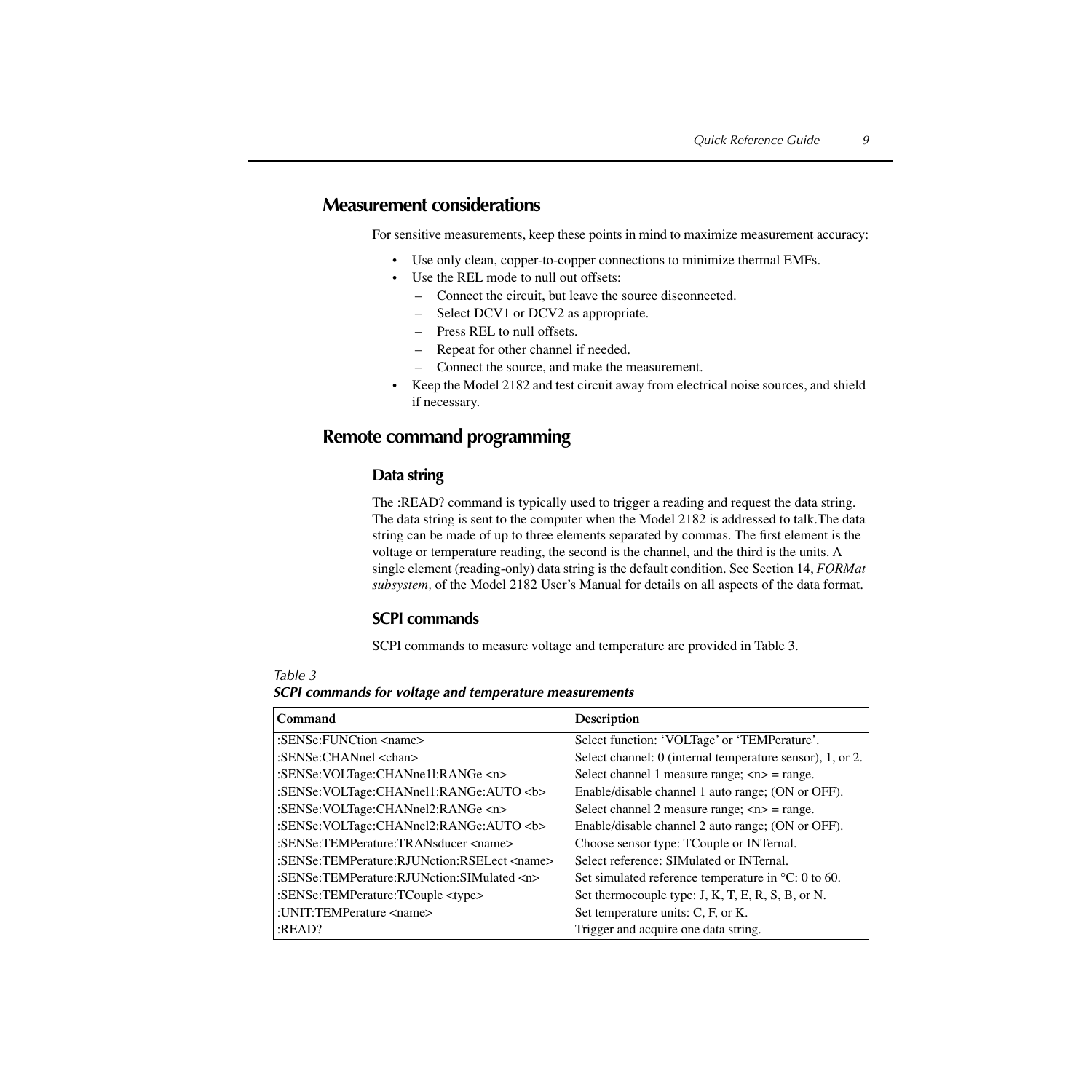## Measurement considerations

For sensitive measurements, keep these points in mind to maximize measurement accuracy:

- Use only clean, copper-to-copper connections to minimize thermal EMFs.
- Use the REL mode to null out offsets:
  - Connect the circuit, but leave the source disconnected.
  - Select DCV1 or DCV2 as appropriate.
  - Press REL to null offsets.
  - Repeat for other channel if needed.
  - Connect the source, and make the measurement.
- Keep the Model 2182 and test circuit away from electrical noise sources, and shield if necessary.

## Remote command programming

### Data string

The :READ? command is typically used to trigger a reading and request the data string. The data string is sent to the computer when the Model 2182 is addressed to talk.The data string can be made of up to three elements separated by commas. The first element is the voltage or temperature reading, the second is the channel, and the third is the units. A single element (reading-only) data string is the default condition. See Section 14, *FORMat subsystem,* of the Model 2182 User's Manual for details on all aspects of the data format.

### SCPI commands

SCPI commands to measure voltage and temperature are provided in Table 3.

*Table 3*
***SCPI commands for voltage and temperature measurements***

| Command | Description |
|---|---|
| :SENSe:FUNCtion <name> | Select function: 'VOLTage' or 'TEMPerature'. |
| :SENSe:CHANnel <chan> | Select channel: 0 (internal temperature sensor), 1, or 2. |
| :SENSe:VOLTage:CHANnel1:RANGe <n> | Select channel 1 measure range; <n> = range. |
| :SENSe:VOLTage:CHANnel1:RANGe:AUTO <b> | Enable/disable channel 1 auto range; (ON or OFF). |
| :SENSe:VOLTage:CHANnel2:RANGe <n> | Select channel 2 measure range; <n> = range. |
| :SENSe:VOLTage:CHANnel2:RANGe:AUTO <b> | Enable/disable channel 2 auto range; (ON or OFF). |
| :SENSe:TEMPerature:TRANsducer <name> | Choose sensor type: TCouple or INTernal. |
| :SENSe:TEMPerature:RJUNction:RSELect <name> | Select reference: SIMulated or INTernal. |
| :SENSe:TEMPerature:RJUNction:SIMulated <n> | Set simulated reference temperature in °C: 0 to 60. |
| :SENSe:TEMPerature:TCouple <type> | Set thermocouple type: J, K, T, E, R, S, B, or N. |
| :UNIT:TEMPerature <name> | Set temperature units: C, F, or K. |
| :READ? | Trigger and acquire one data string. |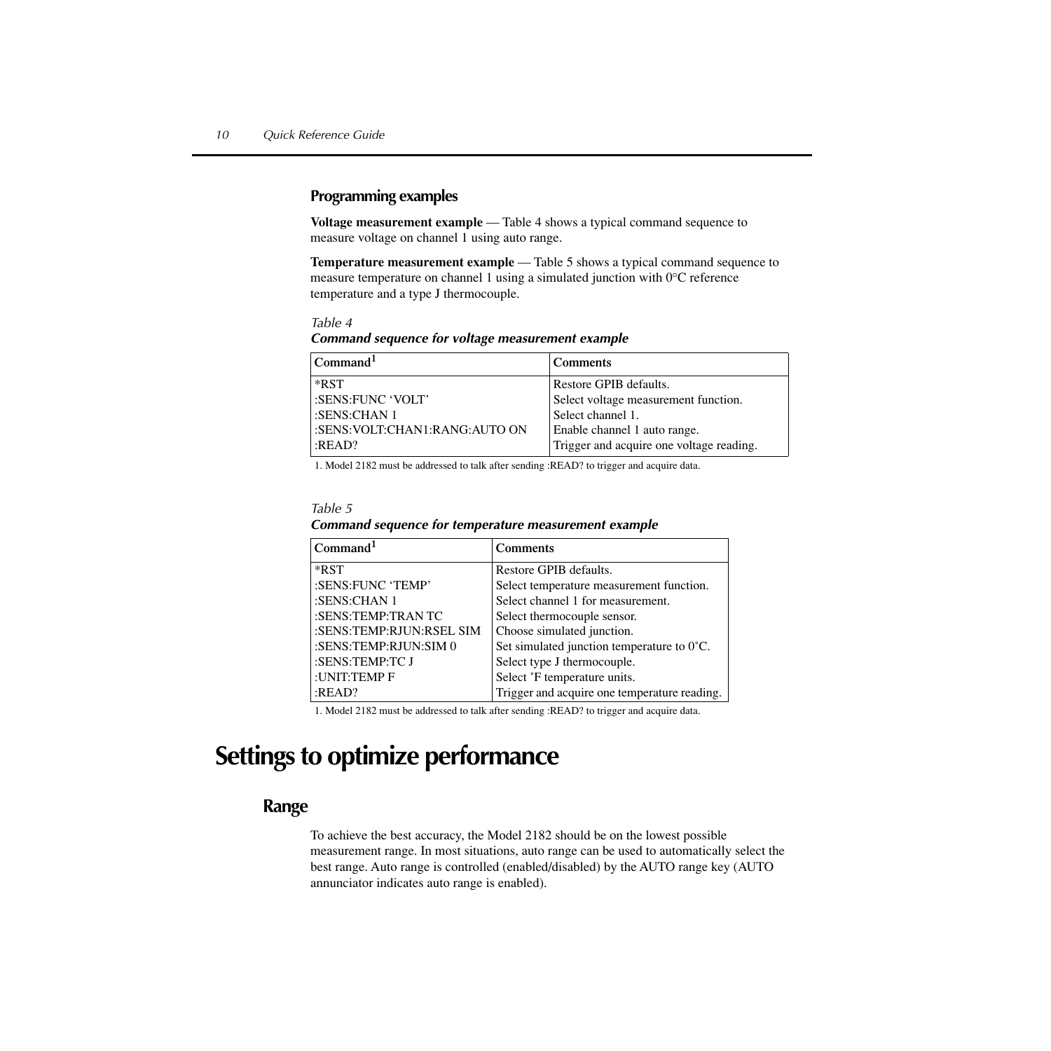### Programming examples

**Voltage measurement example** — Table 4 shows a typical command sequence to measure voltage on channel 1 using auto range.

**Temperature measurement example** — Table 5 shows a typical command sequence to measure temperature on channel 1 using a simulated junction with 0°C reference temperature and a type J thermocouple.

*Table 4*

***Command sequence for voltage measurement example***

| Command[1] | Comments |
|---|---|
| *RST | Restore GPIB defaults. |
| :SENS:FUNC 'VOLT' | Select voltage measurement function. |
| :SENS:CHAN 1 | Select channel 1. |
| :SENS:VOLT:CHAN1:RANG:AUTO ON | Enable channel 1 auto range. |
| :READ? | Trigger and acquire one voltage reading. |

1. Model 2182 must be addressed to talk after sending :READ? to trigger and acquire data.

*Table 5*

***Command sequence for temperature measurement example***

| Command[1] | Comments |
|---|---|
| *RST | Restore GPIB defaults. |
| :SENS:FUNC 'TEMP' | Select temperature measurement function. |
| :SENS:CHAN 1 | Select channel 1 for measurement. |
| :SENS:TEMP:TRAN TC | Select thermocouple sensor. |
| :SENS:TEMP:RJUN:RSEL SIM | Choose simulated junction. |
| :SENS:TEMP:RJUN:SIM 0 | Set simulated junction temperature to 0˚C. |
| :SENS:TEMP:TC J | Select type J thermocouple. |
| :UNIT:TEMP F | Select ˚F temperature units. |
| :READ? | Trigger and acquire one temperature reading. |

1. Model 2182 must be addressed to talk after sending :READ? to trigger and acquire data.

# Settings to optimize performance

## Range

To achieve the best accuracy, the Model 2182 should be on the lowest possible measurement range. In most situations, auto range can be used to automatically select the best range. Auto range is controlled (enabled/disabled) by the AUTO range key (AUTO annunciator indicates auto range is enabled).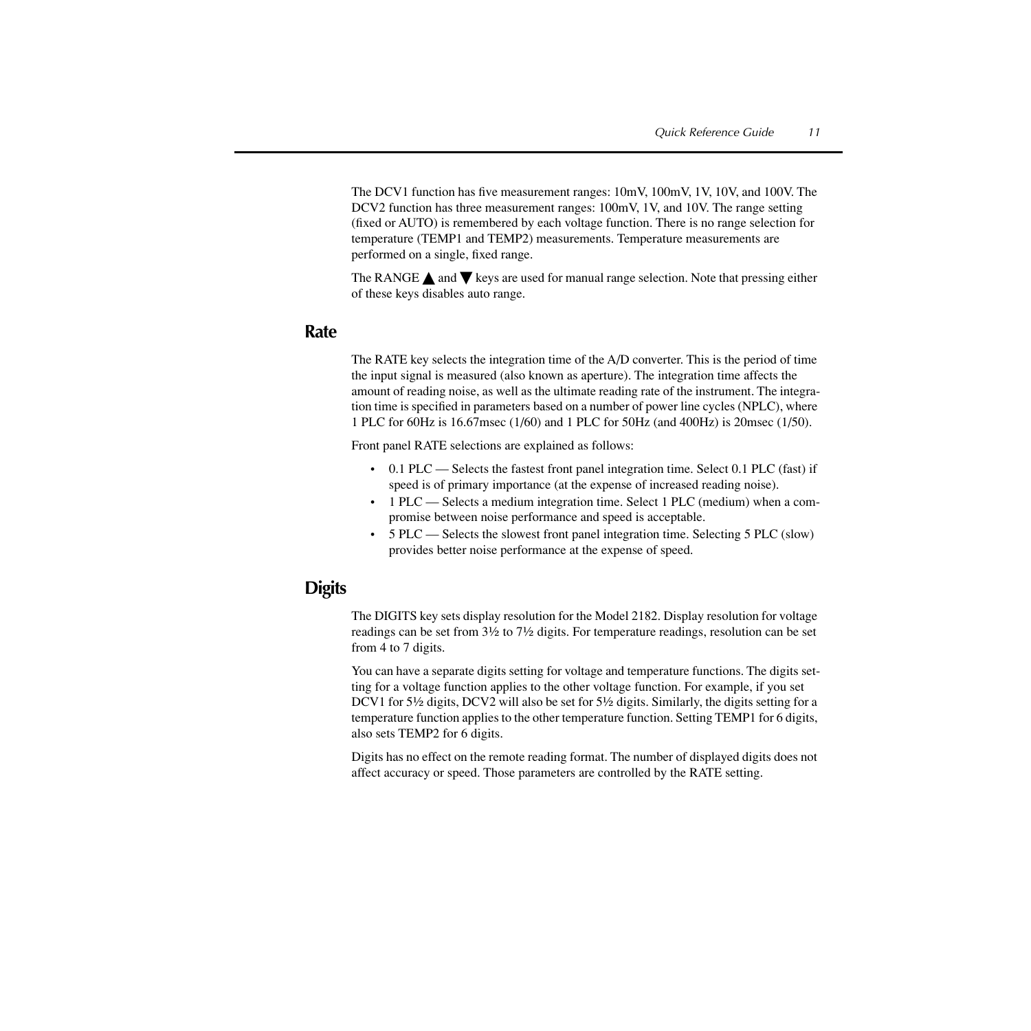The DCV1 function has five measurement ranges: 10mV, 100mV, 1V, 10V, and 100V. The DCV2 function has three measurement ranges: 100mV, 1V, and 10V. The range setting (fixed or AUTO) is remembered by each voltage function. There is no range selection for temperature (TEMP1 and TEMP2) measurements. Temperature measurements are performed on a single, fixed range.

The RANGE ▲ and ▼ keys are used for manual range selection. Note that pressing either of these keys disables auto range.

## Rate

The RATE key selects the integration time of the A/D converter. This is the period of time the input signal is measured (also known as aperture). The integration time affects the amount of reading noise, as well as the ultimate reading rate of the instrument. The integration time is specified in parameters based on a number of power line cycles (NPLC), where 1 PLC for 60Hz is 16.67msec (1/60) and 1 PLC for 50Hz (and 400Hz) is 20msec (1/50).

Front panel RATE selections are explained as follows:

- 0.1 PLC — Selects the fastest front panel integration time. Select 0.1 PLC (fast) if speed is of primary importance (at the expense of increased reading noise).
- 1 PLC — Selects a medium integration time. Select 1 PLC (medium) when a compromise between noise performance and speed is acceptable.
- 5 PLC — Selects the slowest front panel integration time. Selecting 5 PLC (slow) provides better noise performance at the expense of speed.

## Digits

The DIGITS key sets display resolution for the Model 2182. Display resolution for voltage readings can be set from 3½ to 7½ digits. For temperature readings, resolution can be set from 4 to 7 digits.

You can have a separate digits setting for voltage and temperature functions. The digits setting for a voltage function applies to the other voltage function. For example, if you set DCV1 for 5½ digits, DCV2 will also be set for 5½ digits. Similarly, the digits setting for a temperature function applies to the other temperature function. Setting TEMP1 for 6 digits, also sets TEMP2 for 6 digits.

Digits has no effect on the remote reading format. The number of displayed digits does not affect accuracy or speed. Those parameters are controlled by the RATE setting.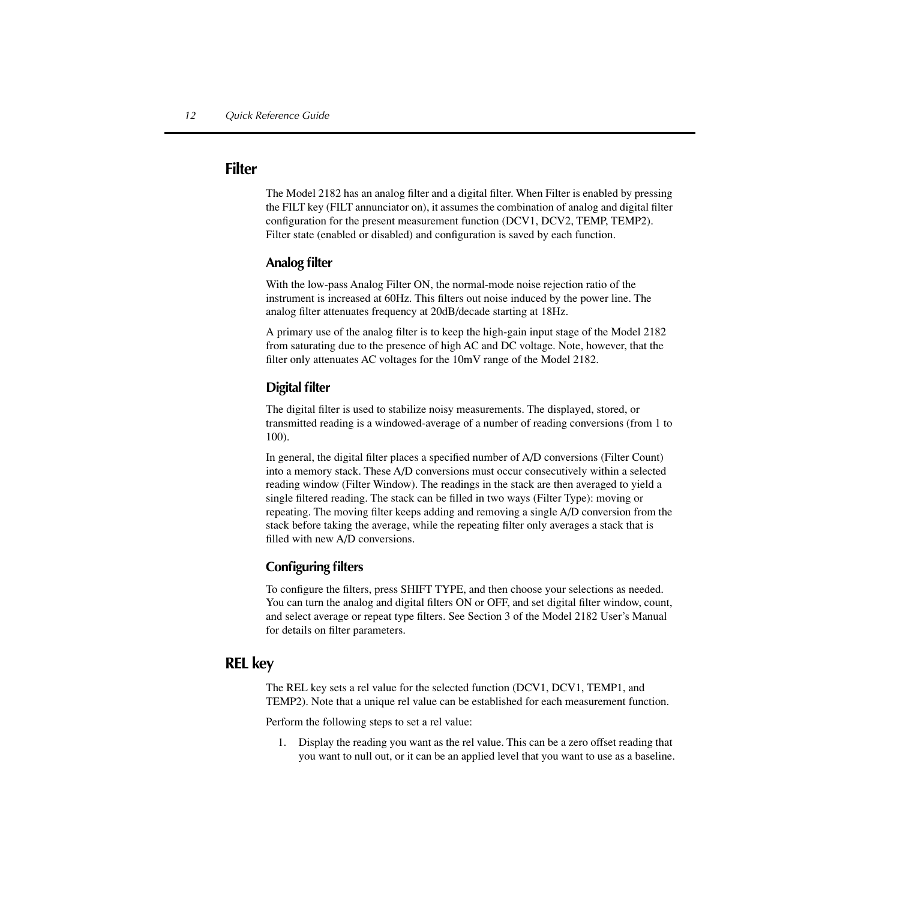## Filter

The Model 2182 has an analog filter and a digital filter. When Filter is enabled by pressing the FILT key (FILT annunciator on), it assumes the combination of analog and digital filter configuration for the present measurement function (DCV1, DCV2, TEMP, TEMP2). Filter state (enabled or disabled) and configuration is saved by each function.

### Analog filter

With the low-pass Analog Filter ON, the normal-mode noise rejection ratio of the instrument is increased at 60Hz. This filters out noise induced by the power line. The analog filter attenuates frequency at 20dB/decade starting at 18Hz.

A primary use of the analog filter is to keep the high-gain input stage of the Model 2182 from saturating due to the presence of high AC and DC voltage. Note, however, that the filter only attenuates AC voltages for the 10mV range of the Model 2182.

### Digital filter

The digital filter is used to stabilize noisy measurements. The displayed, stored, or transmitted reading is a windowed-average of a number of reading conversions (from 1 to 100).

In general, the digital filter places a specified number of A/D conversions (Filter Count) into a memory stack. These A/D conversions must occur consecutively within a selected reading window (Filter Window). The readings in the stack are then averaged to yield a single filtered reading. The stack can be filled in two ways (Filter Type): moving or repeating. The moving filter keeps adding and removing a single A/D conversion from the stack before taking the average, while the repeating filter only averages a stack that is filled with new A/D conversions.

### Configuring filters

To configure the filters, press SHIFT TYPE, and then choose your selections as needed. You can turn the analog and digital filters ON or OFF, and set digital filter window, count, and select average or repeat type filters. See Section 3 of the Model 2182 User's Manual for details on filter parameters.

## REL key

The REL key sets a rel value for the selected function (DCV1, DCV1, TEMP1, and TEMP2). Note that a unique rel value can be established for each measurement function.

Perform the following steps to set a rel value:

1. Display the reading you want as the rel value. This can be a zero offset reading that you want to null out, or it can be an applied level that you want to use as a baseline.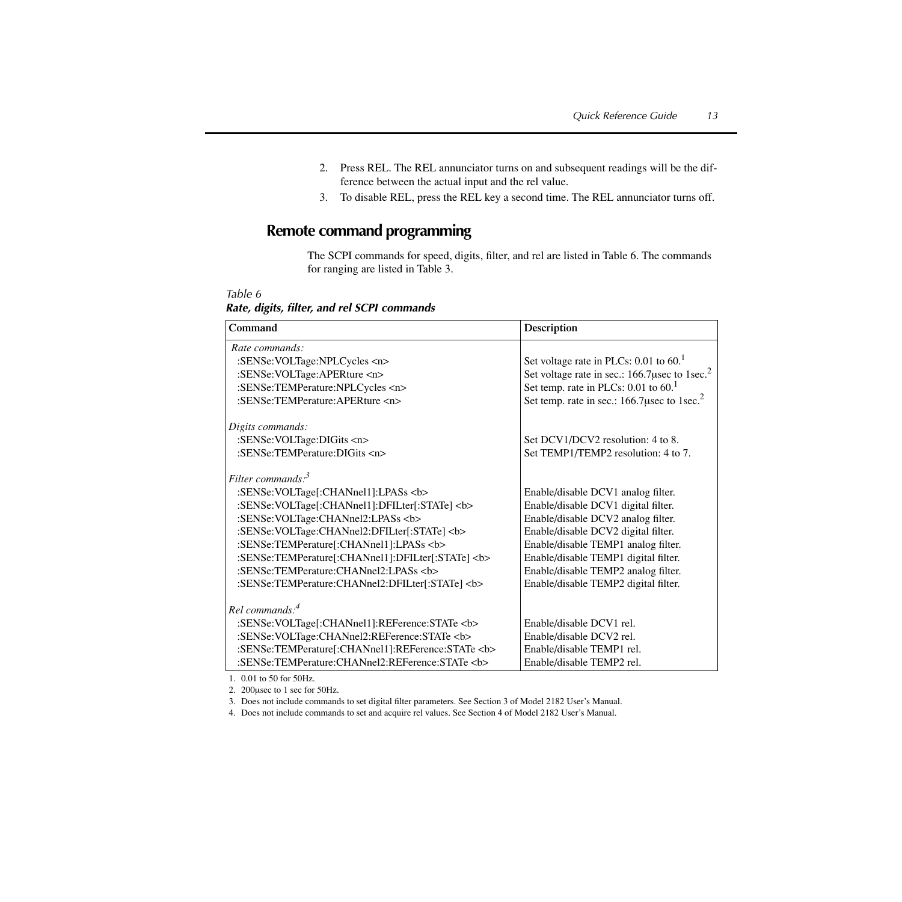2. Press REL. The REL annunciator turns on and subsequent readings will be the difference between the actual input and the rel value.
3. To disable REL, press the REL key a second time. The REL annunciator turns off.

## Remote command programming

The SCPI commands for speed, digits, filter, and rel are listed in Table 6. The commands for ranging are listed in Table 3.

*Table 6*
***Rate, digits, filter, and rel SCPI commands***

| Command | Description |
|---|---|
| *Rate commands:* | |
| :SENSe:VOLTage:NPLCycles <n> | Set voltage rate in PLCs: 0.01 to 60.[1] |
| :SENSe:VOLTage:APERture <n> | Set voltage rate in sec.: 166.7μsec to 1sec.[2] |
| :SENSe:TEMPerature:NPLCycles <n> | Set temp. rate in PLCs: 0.01 to 60.[1] |
| :SENSe:TEMPerature:APERture <n> | Set temp. rate in sec.: 166.7μsec to 1sec.[2] |
| *Digits commands:* | |
| :SENSe:VOLTage:DIGits <n> | Set DCV1/DCV2 resolution: 4 to 8. |
| :SENSe:TEMPerature:DIGits <n> | Set TEMP1/TEMP2 resolution: 4 to 7. |
| *Filter commands:*[3] | |
| :SENSe:VOLTage[:CHANnel1]:LPASs <b> | Enable/disable DCV1 analog filter. |
| :SENSe:VOLTage[:CHANnel1]:DFILter[:STATe] <b> | Enable/disable DCV1 digital filter. |
| :SENSe:VOLTage:CHANnel2:LPASs <b> | Enable/disable DCV2 analog filter. |
| :SENSe:VOLTage:CHANnel2:DFILter[:STATe] <b> | Enable/disable DCV2 digital filter. |
| :SENSe:TEMPerature[:CHANnel1]:LPASs <b> | Enable/disable TEMP1 analog filter. |
| :SENSe:TEMPerature[:CHANnel1]:DFILter[:STATe] <b> | Enable/disable TEMP1 digital filter. |
| :SENSe:TEMPerature:CHANnel2:LPASs <b> | Enable/disable TEMP2 analog filter. |
| :SENSe:TEMPerature:CHANnel2:DFILter[:STATe] <b> | Enable/disable TEMP2 digital filter. |
| *Rel commands:*[4] | |
| :SENSe:VOLTage[:CHANnel1]:REFerence:STATe <b> | Enable/disable DCV1 rel. |
| :SENSe:VOLTage:CHANnel2:REFerence:STATe <b> | Enable/disable DCV2 rel. |
| :SENSe:TEMPerature[:CHANnel1]:REFerence:STATe <b> | Enable/disable TEMP1 rel. |
| :SENSe:TEMPerature:CHANnel2:REFerence:STATe <b> | Enable/disable TEMP2 rel. |

1. 0.01 to 50 for 50Hz.
2. 200μsec to 1 sec for 50Hz.
3. Does not include commands to set digital filter parameters. See Section 3 of Model 2182 User's Manual.
4. Does not include commands to set and acquire rel values. See Section 4 of Model 2182 User's Manual.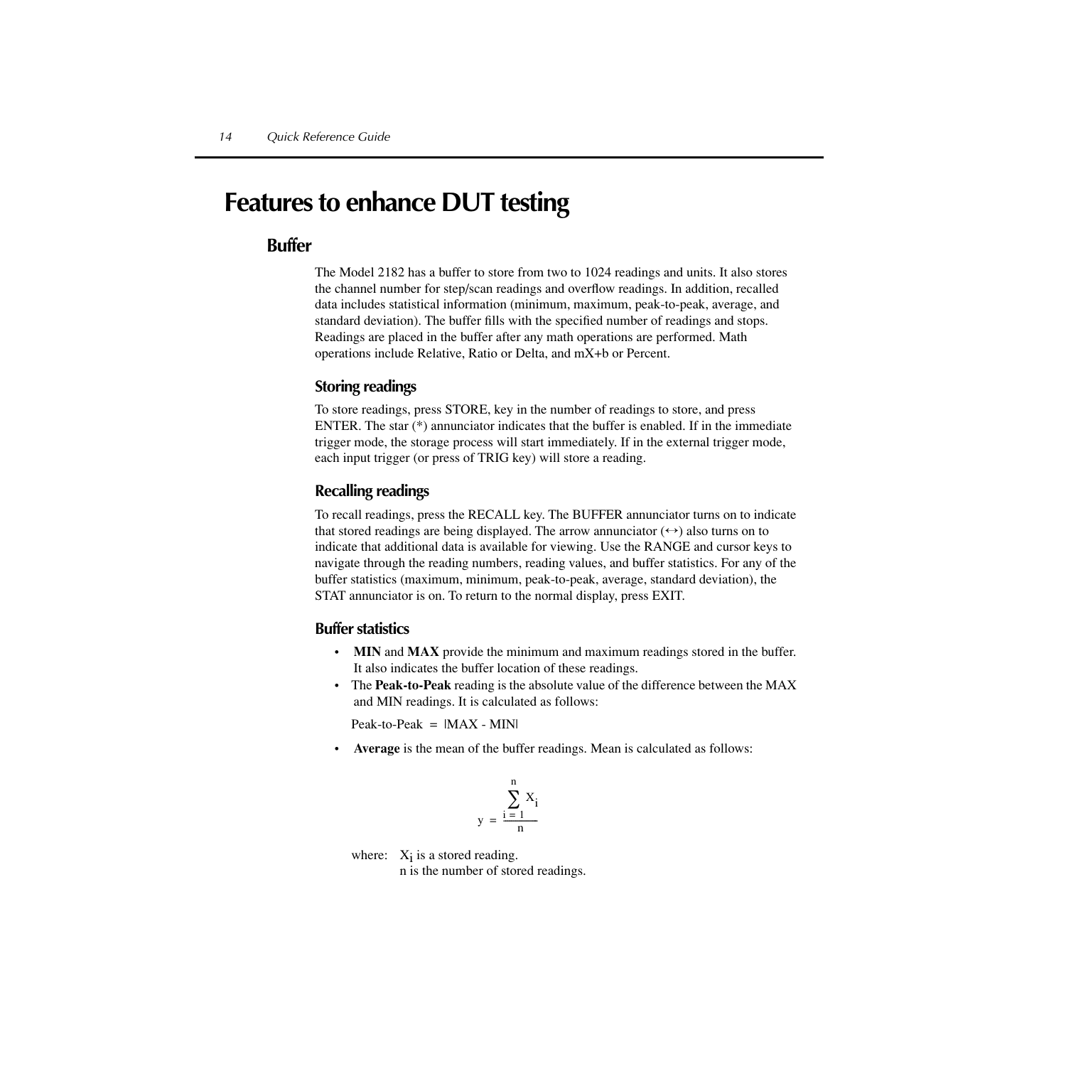# Features to enhance DUT testing

## Buffer

The Model 2182 has a buffer to store from two to 1024 readings and units. It also stores the channel number for step/scan readings and overflow readings. In addition, recalled data includes statistical information (minimum, maximum, peak-to-peak, average, and standard deviation). The buffer fills with the specified number of readings and stops. Readings are placed in the buffer after any math operations are performed. Math operations include Relative, Ratio or Delta, and mX+b or Percent.

### Storing readings

To store readings, press STORE, key in the number of readings to store, and press ENTER. The star (*) annunciator indicates that the buffer is enabled. If in the immediate trigger mode, the storage process will start immediately. If in the external trigger mode, each input trigger (or press of TRIG key) will store a reading.

### Recalling readings

To recall readings, press the RECALL key. The BUFFER annunciator turns on to indicate that stored readings are being displayed. The arrow annunciator (↔) also turns on to indicate that additional data is available for viewing. Use the RANGE and cursor keys to navigate through the reading numbers, reading values, and buffer statistics. For any of the buffer statistics (maximum, minimum, peak-to-peak, average, standard deviation), the STAT annunciator is on. To return to the normal display, press EXIT.

### Buffer statistics

- **MIN** and **MAX** provide the minimum and maximum readings stored in the buffer. It also indicates the buffer location of these readings.
- The **Peak-to-Peak** reading is the absolute value of the difference between the MAX and MIN readings. It is calculated as follows:

  Peak-to-Peak = |MAX - MIN|

- **Average** is the mean of the buffer readings. Mean is calculated as follows:

$$y = \frac{\sum_{i=1}^{n} X_i}{n}$$

where: $X_i$ is a stored reading.
n is the number of stored readings.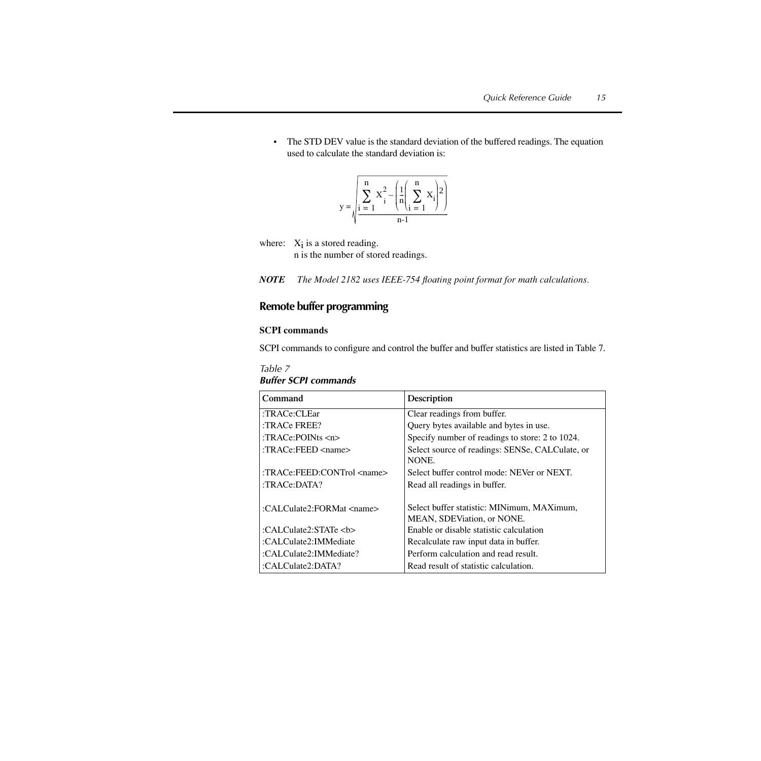- The STD DEV value is the standard deviation of the buffered readings. The equation used to calculate the standard deviation is:

$$y = \sqrt{\frac{\sum_{i=1}^{n} X_i^2 - \left(\frac{1}{n}\left(\sum_{i=1}^{n} X_i\right)^2\right)}{n-1}}$$

where: $X_i$ is a stored reading.
n is the number of stored readings.

***NOTE*** *The Model 2182 uses IEEE-754 floating point format for math calculations.*

## Remote buffer programming

### SCPI commands

SCPI commands to configure and control the buffer and buffer statistics are listed in Table 7.

*Table 7*
***Buffer SCPI commands***

| Command | Description |
|---|---|
| :TRACe:CLEar | Clear readings from buffer. |
| :TRACe FREE? | Query bytes available and bytes in use. |
| :TRACe:POINts <n> | Specify number of readings to store: 2 to 1024. |
| :TRACe:FEED <name> | Select source of readings: SENSe, CALCulate, or NONE. |
| :TRACe:FEED:CONTrol <name> | Select buffer control mode: NEVer or NEXT. |
| :TRACe:DATA? | Read all readings in buffer. |
| :CALCulate2:FORMat <name> | Select buffer statistic: MINimum, MAXimum, MEAN, SDEViation, or NONE. |
| :CALCulate2:STATe <b> | Enable or disable statistic calculation |
| :CALCulate2:IMMediate | Recalculate raw input data in buffer. |
| :CALCulate2:IMMediate? | Perform calculation and read result. |
| :CALCulate2:DATA? | Read result of statistic calculation. |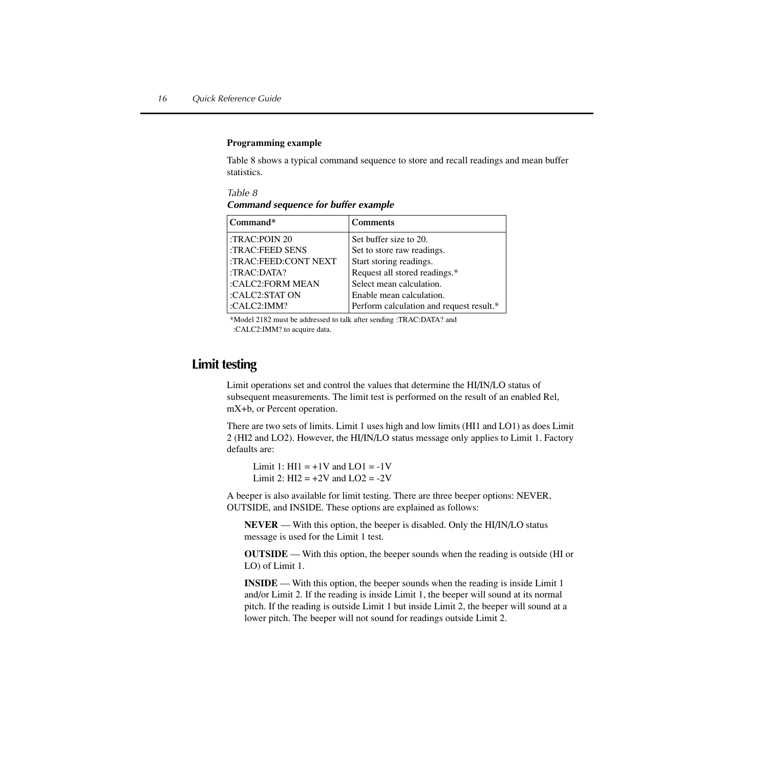**Programming example**

Table 8 shows a typical command sequence to store and recall readings and mean buffer statistics.

*Table 8*
***Command sequence for buffer example***

| Command* | Comments |
|---|---|
| :TRAC:POIN 20 | Set buffer size to 20. |
| :TRAC:FEED SENS | Set to store raw readings. |
| :TRAC:FEED:CONT NEXT | Start storing readings. |
| :TRAC:DATA? | Request all stored readings.* |
| :CALC2:FORM MEAN | Select mean calculation. |
| :CALC2:STAT ON | Enable mean calculation. |
| :CALC2:IMM? | Perform calculation and request result.* |

*Model 2182 must be addressed to talk after sending :TRAC:DATA? and :CALC2:IMM? to acquire data.

## Limit testing

Limit operations set and control the values that determine the HI/IN/LO status of subsequent measurements. The limit test is performed on the result of an enabled Rel, mX+b, or Percent operation.

There are two sets of limits. Limit 1 uses high and low limits (HI1 and LO1) as does Limit 2 (HI2 and LO2). However, the HI/IN/LO status message only applies to Limit 1. Factory defaults are:

Limit 1: HI1 = +1V and LO1 = -1V
Limit 2: HI2 = +2V and LO2 = -2V

A beeper is also available for limit testing. There are three beeper options: NEVER, OUTSIDE, and INSIDE. These options are explained as follows:

**NEVER** — With this option, the beeper is disabled. Only the HI/IN/LO status message is used for the Limit 1 test.

**OUTSIDE** — With this option, the beeper sounds when the reading is outside (HI or LO) of Limit 1.

**INSIDE** — With this option, the beeper sounds when the reading is inside Limit 1 and/or Limit 2. If the reading is inside Limit 1, the beeper will sound at its normal pitch. If the reading is outside Limit 1 but inside Limit 2, the beeper will sound at a lower pitch. The beeper will not sound for readings outside Limit 2.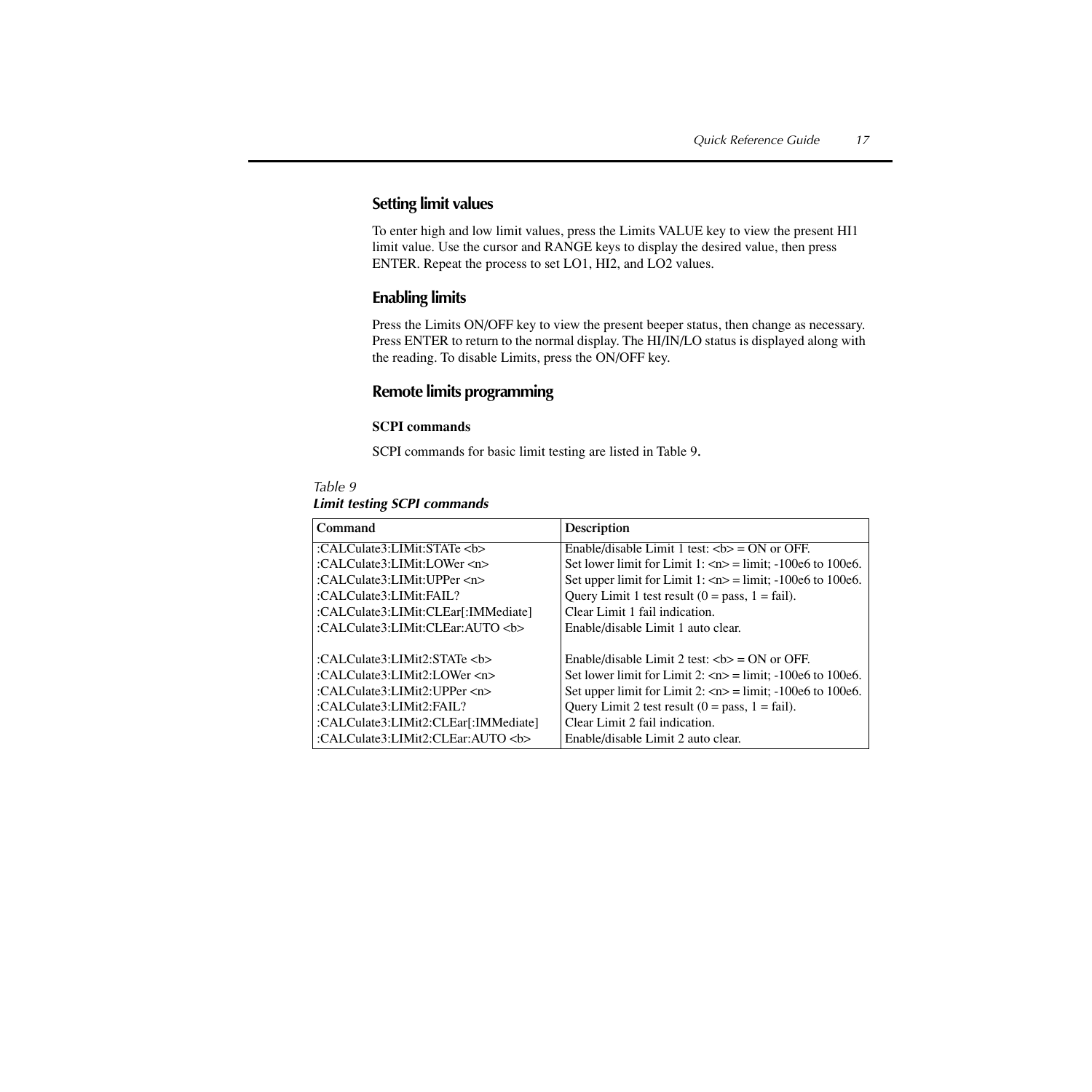## Setting limit values

To enter high and low limit values, press the Limits VALUE key to view the present HI1 limit value. Use the cursor and RANGE keys to display the desired value, then press ENTER. Repeat the process to set LO1, HI2, and LO2 values.

## Enabling limits

Press the Limits ON/OFF key to view the present beeper status, then change as necessary. Press ENTER to return to the normal display. The HI/IN/LO status is displayed along with the reading. To disable Limits, press the ON/OFF key.

## Remote limits programming

**SCPI commands**

SCPI commands for basic limit testing are listed in Table 9.

*Table 9*
***Limit testing SCPI commands***

| Command | Description |
|---|---|
| :CALCulate3:LIMit:STATe <b> | Enable/disable Limit 1 test: <b> = ON or OFF. |
| :CALCulate3:LIMit:LOWer <n> | Set lower limit for Limit 1: <n> = limit; -100e6 to 100e6. |
| :CALCulate3:LIMit:UPPer <n> | Set upper limit for Limit 1: <n> = limit; -100e6 to 100e6. |
| :CALCulate3:LIMit:FAIL? | Query Limit 1 test result (0 = pass, 1 = fail). |
| :CALCulate3:LIMit:CLEar[:IMMediate] | Clear Limit 1 fail indication. |
| :CALCulate3:LIMit:CLEar:AUTO <b> | Enable/disable Limit 1 auto clear. |
| | |
| :CALCulate3:LIMit2:STATe <b> | Enable/disable Limit 2 test: <b> = ON or OFF. |
| :CALCulate3:LIMit2:LOWer <n> | Set lower limit for Limit 2: <n> = limit; -100e6 to 100e6. |
| :CALCulate3:LIMit2:UPPer <n> | Set upper limit for Limit 2: <n> = limit; -100e6 to 100e6. |
| :CALCulate3:LIMit2:FAIL? | Query Limit 2 test result (0 = pass, 1 = fail). |
| :CALCulate3:LIMit2:CLEar[:IMMediate] | Clear Limit 2 fail indication. |
| :CALCulate3:LIMit2:CLEar:AUTO <b> | Enable/disable Limit 2 auto clear. |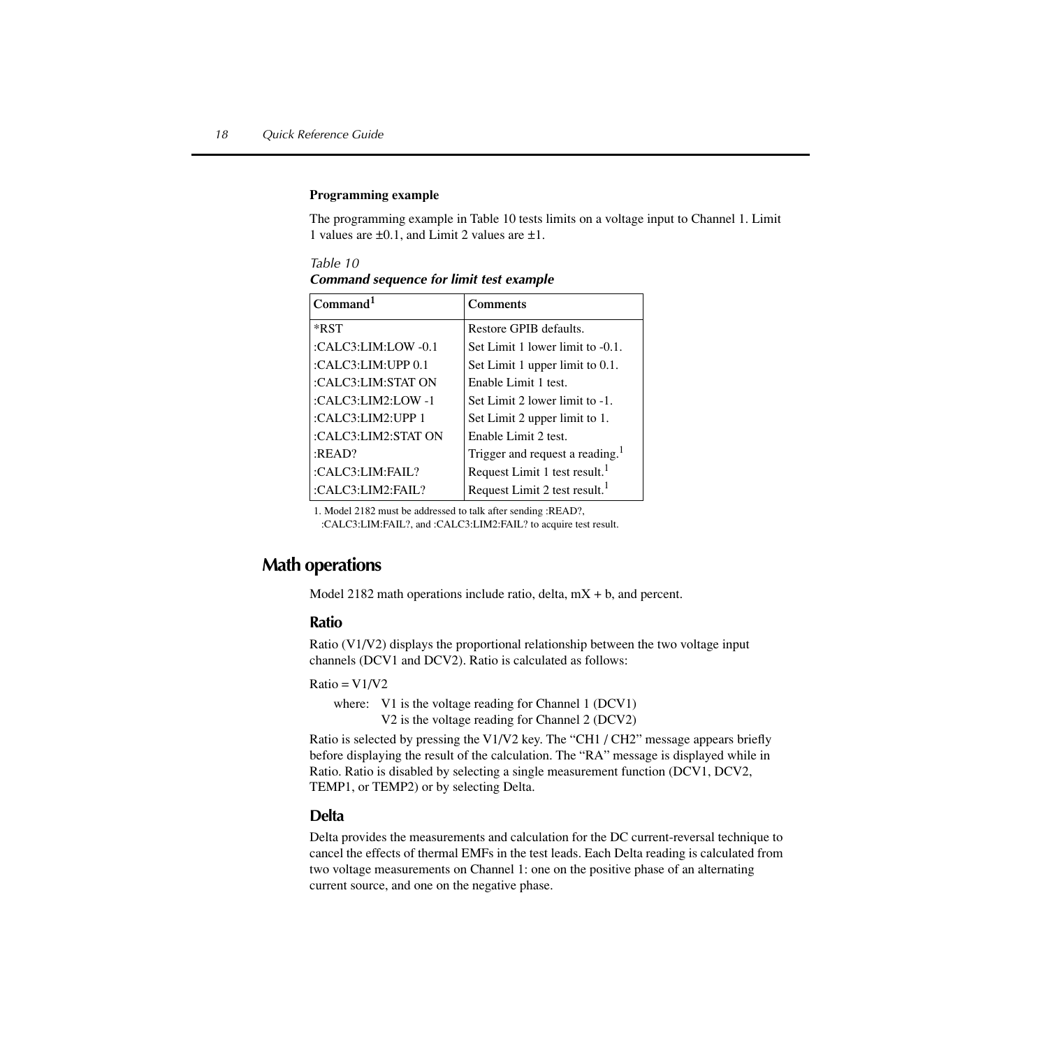**Programming example**

The programming example in Table 10 tests limits on a voltage input to Channel 1. Limit 1 values are ±0.1, and Limit 2 values are ±1.

*Table 10*
***Command sequence for limit test example***

| Command[1] | Comments |
|---|---|
| *RST | Restore GPIB defaults. |
| :CALC3:LIM:LOW -0.1 | Set Limit 1 lower limit to -0.1. |
| :CALC3:LIM:UPP 0.1 | Set Limit 1 upper limit to 0.1. |
| :CALC3:LIM:STAT ON | Enable Limit 1 test. |
| :CALC3:LIM2:LOW -1 | Set Limit 2 lower limit to -1. |
| :CALC3:LIM2:UPP 1 | Set Limit 2 upper limit to 1. |
| :CALC3:LIM2:STAT ON | Enable Limit 2 test. |
| :READ? | Trigger and request a reading.[1] |
| :CALC3:LIM:FAIL? | Request Limit 1 test result.[1] |
| :CALC3:LIM2:FAIL? | Request Limit 2 test result.[1] |

1. Model 2182 must be addressed to talk after sending :READ?, :CALC3:LIM:FAIL?, and :CALC3:LIM2:FAIL? to acquire test result.

# Math operations

Model 2182 math operations include ratio, delta, mX + b, and percent.

## Ratio

Ratio (V1/V2) displays the proportional relationship between the two voltage input channels (DCV1 and DCV2). Ratio is calculated as follows:

Ratio = V1/V2

where: V1 is the voltage reading for Channel 1 (DCV1)
V2 is the voltage reading for Channel 2 (DCV2)

Ratio is selected by pressing the V1/V2 key. The "CH1 / CH2" message appears briefly before displaying the result of the calculation. The "RA" message is displayed while in Ratio. Ratio is disabled by selecting a single measurement function (DCV1, DCV2, TEMP1, or TEMP2) or by selecting Delta.

## Delta

Delta provides the measurements and calculation for the DC current-reversal technique to cancel the effects of thermal EMFs in the test leads. Each Delta reading is calculated from two voltage measurements on Channel 1: one on the positive phase of an alternating current source, and one on the negative phase.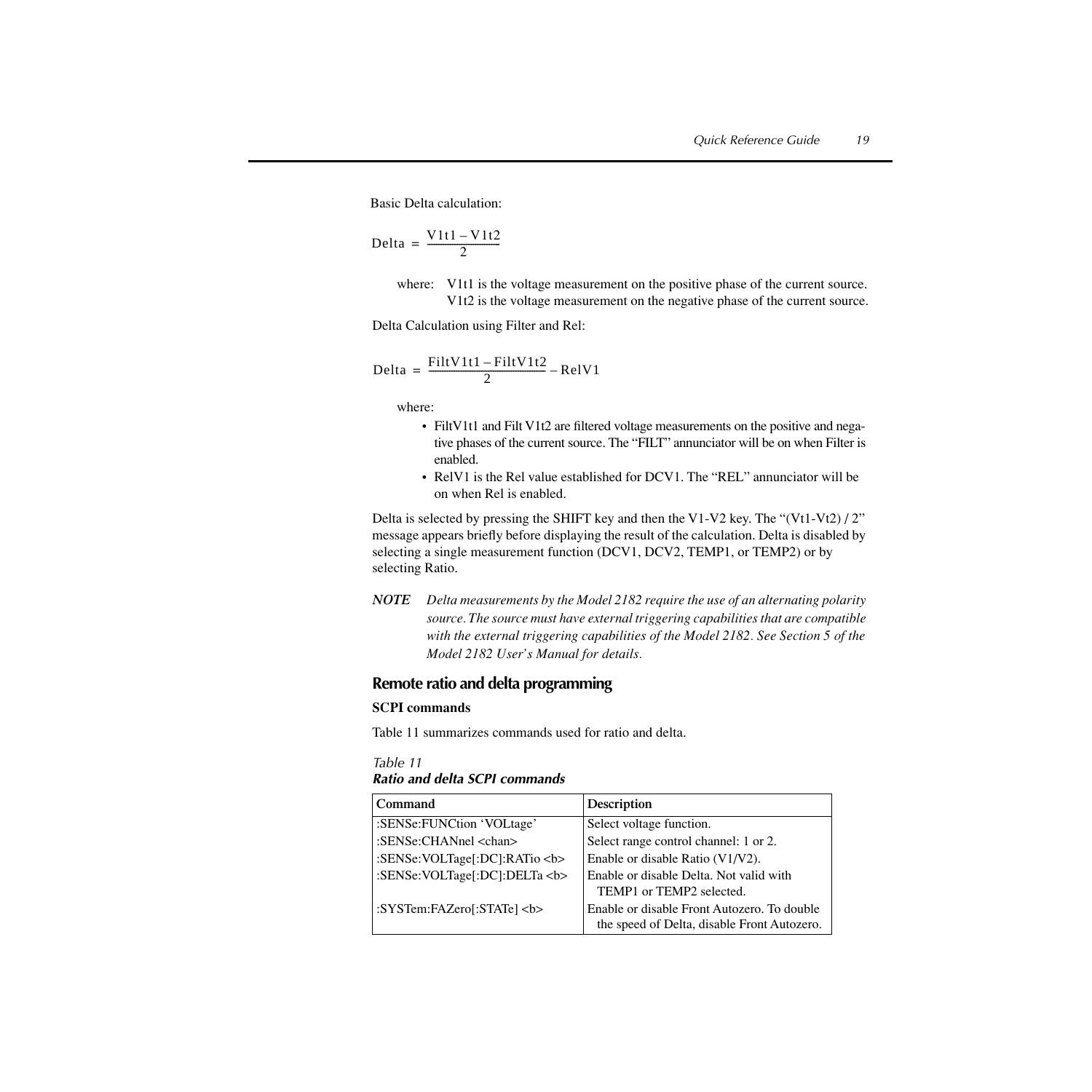Basic Delta calculation:

$$\text{Delta} = \frac{V1t1 - V1t2}{2}$$

where: V1t1 is the voltage measurement on the positive phase of the current source.
V1t2 is the voltage measurement on the negative phase of the current source.

Delta Calculation using Filter and Rel:

$$\text{Delta} = \frac{\text{FiltV1t1} - \text{FiltV1t2}}{2} - \text{RelV1}$$

where:

- FiltV1t1 and Filt V1t2 are filtered voltage measurements on the positive and negative phases of the current source. The “FILT” annunciator will be on when Filter is enabled.
- RelV1 is the Rel value established for DCV1. The “REL” annunciator will be on when Rel is enabled.

Delta is selected by pressing the SHIFT key and then the V1-V2 key. The “(Vt1-Vt2) / 2” message appears briefly before displaying the result of the calculation. Delta is disabled by selecting a single measurement function (DCV1, DCV2, TEMP1, or TEMP2) or by selecting Ratio.

***NOTE*** *Delta measurements by the Model 2182 require the use of an alternating polarity source. The source must have external triggering capabilities that are compatible with the external triggering capabilities of the Model 2182. See Section 5 of the Model 2182 User's Manual for details.*

## Remote ratio and delta programming

### SCPI commands

Table 11 summarizes commands used for ratio and delta.

*Table 11*
***Ratio and delta SCPI commands***

| Command | Description |
|---|---|
| :SENSe:FUNCtion ‘VOLtage’ | Select voltage function. |
| :SENSe:CHANnel <chan> | Select range control channel: 1 or 2. |
| :SENSe:VOLTage[:DC]:RATio <b> | Enable or disable Ratio (V1/V2). |
| :SENSe:VOLTage[:DC]:DELTa <b> | Enable or disable Delta. Not valid with TEMP1 or TEMP2 selected. |
| :SYSTem:FAZero[:STATe] <b> | Enable or disable Front Autozero. To double the speed of Delta, disable Front Autozero. |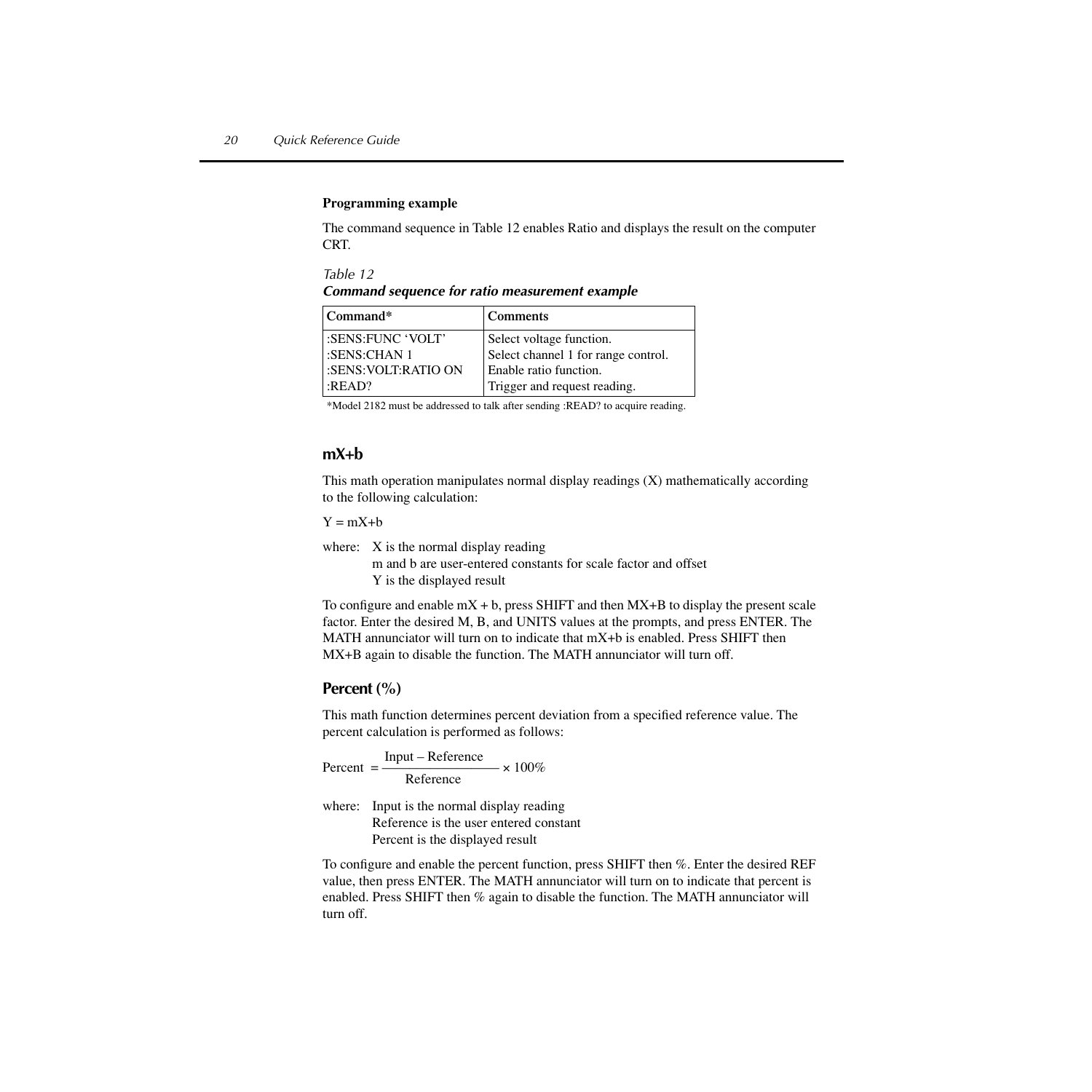**Programming example**

The command sequence in Table 12 enables Ratio and displays the result on the computer CRT.

*Table 12*
***Command sequence for ratio measurement example***

| Command* | Comments |
|---|---|
| :SENS:FUNC 'VOLT' | Select voltage function. |
| :SENS:CHAN 1 | Select channel 1 for range control. |
| :SENS:VOLT:RATIO ON | Enable ratio function. |
| :READ? | Trigger and request reading. |

*Model 2182 must be addressed to talk after sending :READ? to acquire reading.

## mX+b

This math operation manipulates normal display readings (X) mathematically according to the following calculation:

Y = mX+b

where: X is the normal display reading
m and b are user-entered constants for scale factor and offset
Y is the displayed result

To configure and enable mX + b, press SHIFT and then MX+B to display the present scale factor. Enter the desired M, B, and UNITS values at the prompts, and press ENTER. The MATH annunciator will turn on to indicate that mX+b is enabled. Press SHIFT then MX+B again to disable the function. The MATH annunciator will turn off.

## Percent (%)

This math function determines percent deviation from a specified reference value. The percent calculation is performed as follows:

$$\text{Percent} = \frac{\text{Input} - \text{Reference}}{\text{Reference}} \times 100\%$$

where: Input is the normal display reading
Reference is the user entered constant
Percent is the displayed result

To configure and enable the percent function, press SHIFT then %. Enter the desired REF value, then press ENTER. The MATH annunciator will turn on to indicate that percent is enabled. Press SHIFT then % again to disable the function. The MATH annunciator will turn off.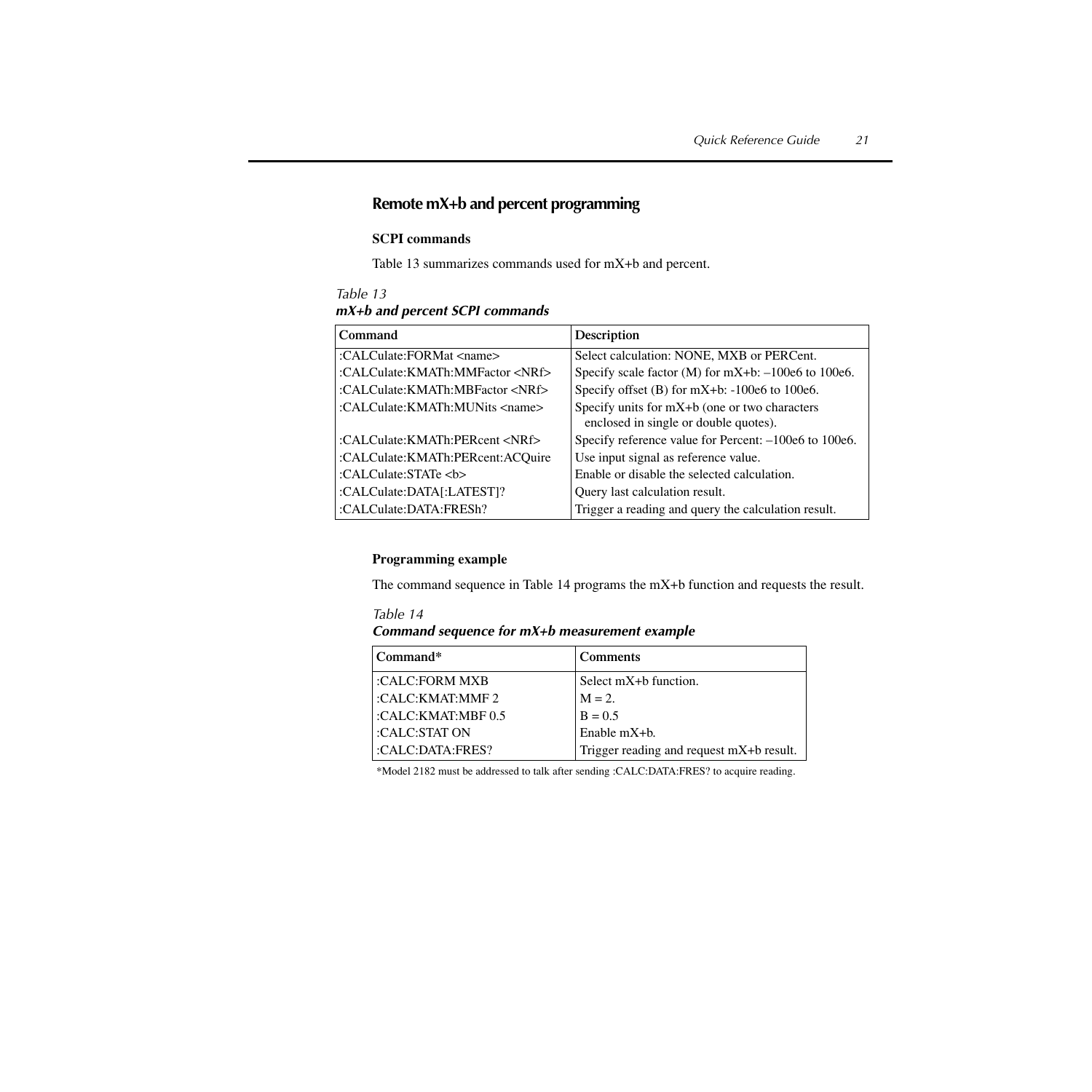## Remote mX+b and percent programming

### SCPI commands

Table 13 summarizes commands used for mX+b and percent.

*Table 13*
***mX+b and percent SCPI commands***

| Command | Description |
|---|---|
| :CALCulate:FORMat <name> | Select calculation: NONE, MXB or PERCent. |
| :CALCulate:KMATh:MMFactor <NRf> | Specify scale factor (M) for mX+b: –100e6 to 100e6. |
| :CALCulate:KMATh:MBFactor <NRf> | Specify offset (B) for mX+b: -100e6 to 100e6. |
| :CALCulate:KMATh:MUNits <name> | Specify units for mX+b (one or two characters enclosed in single or double quotes). |
| :CALCulate:KMATh:PERcent <NRf> | Specify reference value for Percent: –100e6 to 100e6. |
| :CALCulate:KMATh:PERcent:ACQuire | Use input signal as reference value. |
| :CALCulate:STATe <b> | Enable or disable the selected calculation. |
| :CALCulate:DATA[:LATEST]? | Query last calculation result. |
| :CALCulate:DATA:FRESh? | Trigger a reading and query the calculation result. |

### Programming example

The command sequence in Table 14 programs the mX+b function and requests the result.

*Table 14*
***Command sequence for mX+b measurement example***

| Command* | Comments |
|---|---|
| :CALC:FORM MXB | Select mX+b function. |
| :CALC:KMAT:MMF 2 | M = 2. |
| :CALC:KMAT:MBF 0.5 | B = 0.5 |
| :CALC:STAT ON | Enable mX+b. |
| :CALC:DATA:FRES? | Trigger reading and request mX+b result. |

*Model 2182 must be addressed to talk after sending :CALC:DATA:FRES? to acquire reading.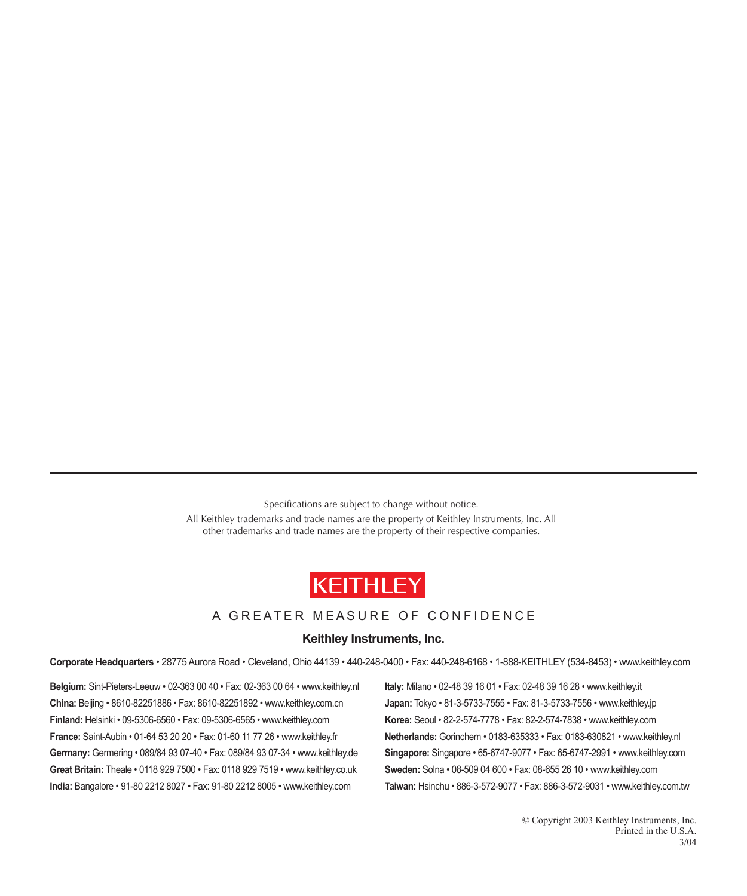Specifications are subject to change without notice.

All Keithley trademarks and trade names are the property of Keithley Instruments, Inc. All other trademarks and trade names are the property of their respective companies.

KEITHLEY

A GREATER MEASURE OF CONFIDENCE

**Keithley Instruments, Inc.**

**Corporate Headquarters** • 28775 Aurora Road • Cleveland, Ohio 44139 • 440-248-0400 • Fax: 440-248-6168 • 1-888-KEITHLEY (534-8453) • www.keithley.com

**Belgium:** Sint-Pieters-Leeuw • 02-363 00 40 • Fax: 02-363 00 64 • www.keithley.nl
**China:** Beijing • 8610-82251886 • Fax: 8610-82251892 • www.keithley.com.cn
**Finland:** Helsinki • 09-5306-6560 • Fax: 09-5306-6565 • www.keithley.com
**France:** Saint-Aubin • 01-64 53 20 20 • Fax: 01-60 11 77 26 • www.keithley.fr
**Germany:** Germering • 089/84 93 07-40 • Fax: 089/84 93 07-34 • www.keithley.de
**Great Britain:** Theale • 0118 929 7500 • Fax: 0118 929 7519 • www.keithley.co.uk
**India:** Bangalore • 91-80 2212 8027 • Fax: 91-80 2212 8005 • www.keithley.com
**Italy:** Milano • 02-48 39 16 01 • Fax: 02-48 39 16 28 • www.keithley.it
**Japan:** Tokyo • 81-3-5733-7555 • Fax: 81-3-5733-7556 • www.keithley.jp
**Korea:** Seoul • 82-2-574-7778 • Fax: 82-2-574-7838 • www.keithley.com
**Netherlands:** Gorinchem • 0183-635333 • Fax: 0183-630821 • www.keithley.nl
**Singapore:** Singapore • 65-6747-9077 • Fax: 65-6747-2991 • www.keithley.com
**Sweden:** Solna • 08-509 04 600 • Fax: 08-655 26 10 • www.keithley.com
**Taiwan:** Hsinchu • 886-3-572-9077 • Fax: 886-3-572-9031 • www.keithley.com.tw

© Copyright 2003 Keithley Instruments, Inc.
Printed in the U.S.A.
3/04